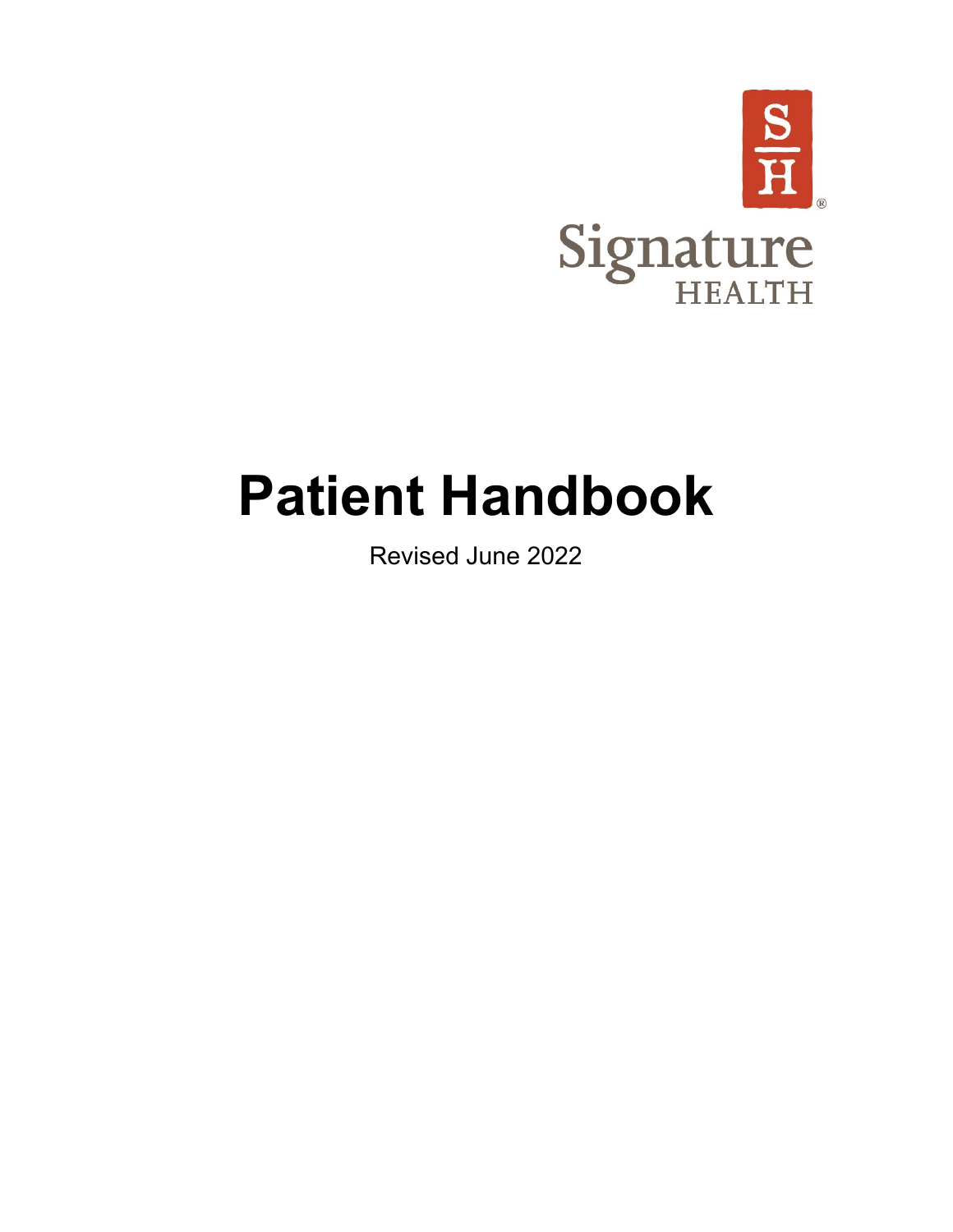Signature HEALTH

# Patient Handbook

Revised June 2022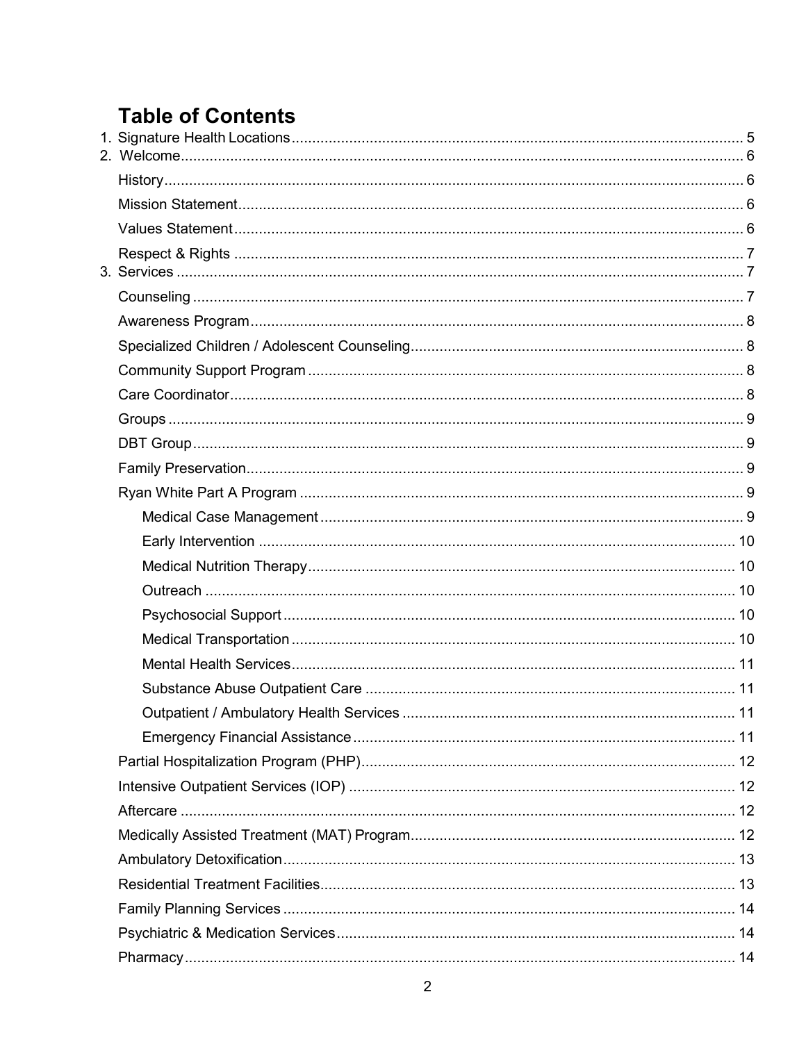# Table of Contents

1. Signature Health Locations ........ 5
2. Welcome ........ 6
   - History ........ 6
   - Mission Statement ........ 6
   - Values Statement ........ 6
   - Respect & Rights ........ 7
3. Services ........ 7
   - Counseling ........ 7
   - Awareness Program ........ 8
   - Specialized Children / Adolescent Counseling ........ 8
   - Community Support Program ........ 8
   - Care Coordinator ........ 8
   - Groups ........ 9
   - DBT Group ........ 9
   - Family Preservation ........ 9
   - Ryan White Part A Program ........ 9
     - Medical Case Management ........ 9
     - Early Intervention ........ 10
     - Medical Nutrition Therapy ........ 10
     - Outreach ........ 10
     - Psychosocial Support ........ 10
     - Medical Transportation ........ 10
     - Mental Health Services ........ 11
     - Substance Abuse Outpatient Care ........ 11
     - Outpatient / Ambulatory Health Services ........ 11
     - Emergency Financial Assistance ........ 11
   - Partial Hospitalization Program (PHP) ........ 12
   - Intensive Outpatient Services (IOP) ........ 12
   - Aftercare ........ 12
   - Medically Assisted Treatment (MAT) Program ........ 12
   - Ambulatory Detoxification ........ 13
   - Residential Treatment Facilities ........ 13
   - Family Planning Services ........ 14
   - Psychiatric & Medication Services ........ 14
   - Pharmacy ........ 14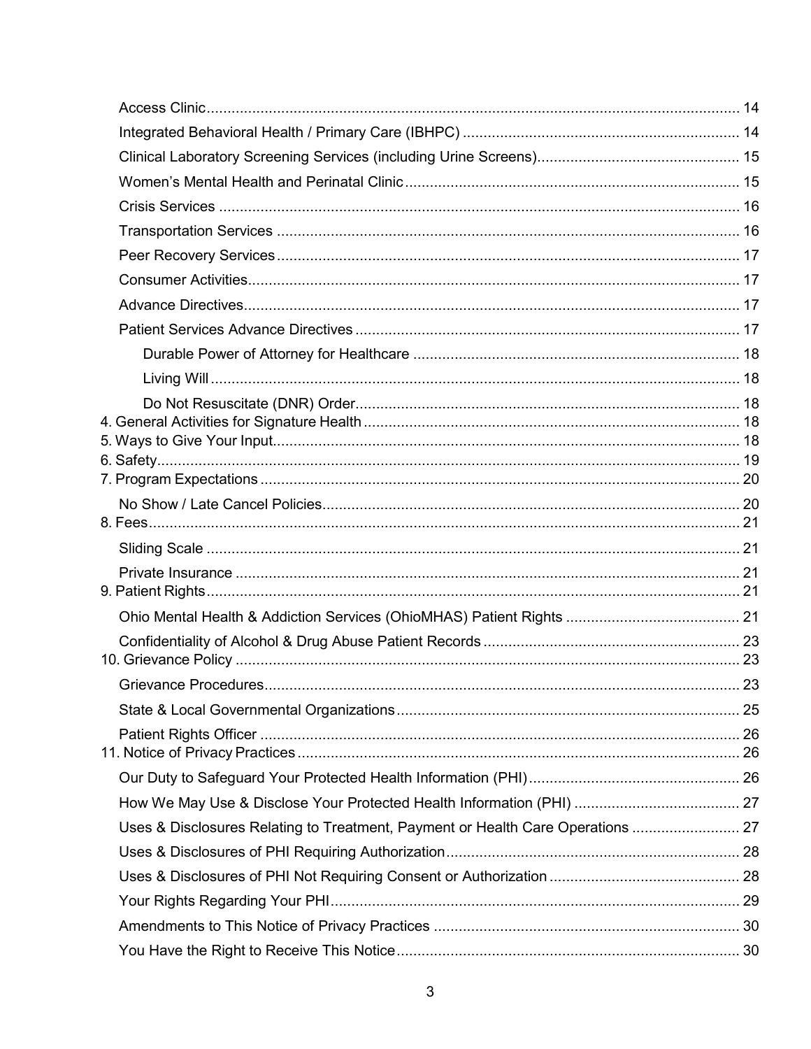- Access Clinic ... 14
- Integrated Behavioral Health / Primary Care (IBHPC) ... 14
- Clinical Laboratory Screening Services (including Urine Screens) ... 15
- Women's Mental Health and Perinatal Clinic ... 15
- Crisis Services ... 16
- Transportation Services ... 16
- Peer Recovery Services ... 17
- Consumer Activities ... 17
- Advance Directives ... 17
- Patient Services Advance Directives ... 17
    - Durable Power of Attorney for Healthcare ... 18
    - Living Will ... 18
    - Do Not Resuscitate (DNR) Order ... 18

4. General Activities for Signature Health ... 18
5. Ways to Give Your Input ... 18
6. Safety ... 19
7. Program Expectations ... 20
    - No Show / Late Cancel Policies ... 20
8. Fees ... 21
    - Sliding Scale ... 21
    - Private Insurance ... 21
9. Patient Rights ... 21
    - Ohio Mental Health & Addiction Services (OhioMHAS) Patient Rights ... 21
    - Confidentiality of Alcohol & Drug Abuse Patient Records ... 23
10. Grievance Policy ... 23
    - Grievance Procedures ... 23
    - State & Local Governmental Organizations ... 25
    - Patient Rights Officer ... 26
11. Notice of Privacy Practices ... 26
    - Our Duty to Safeguard Your Protected Health Information (PHI) ... 26
    - How We May Use & Disclose Your Protected Health Information (PHI) ... 27
    - Uses & Disclosures Relating to Treatment, Payment or Health Care Operations ... 27
    - Uses & Disclosures of PHI Requiring Authorization ... 28
    - Uses & Disclosures of PHI Not Requiring Consent or Authorization ... 28
    - Your Rights Regarding Your PHI ... 29
    - Amendments to This Notice of Privacy Practices ... 30
    - You Have the Right to Receive This Notice ... 30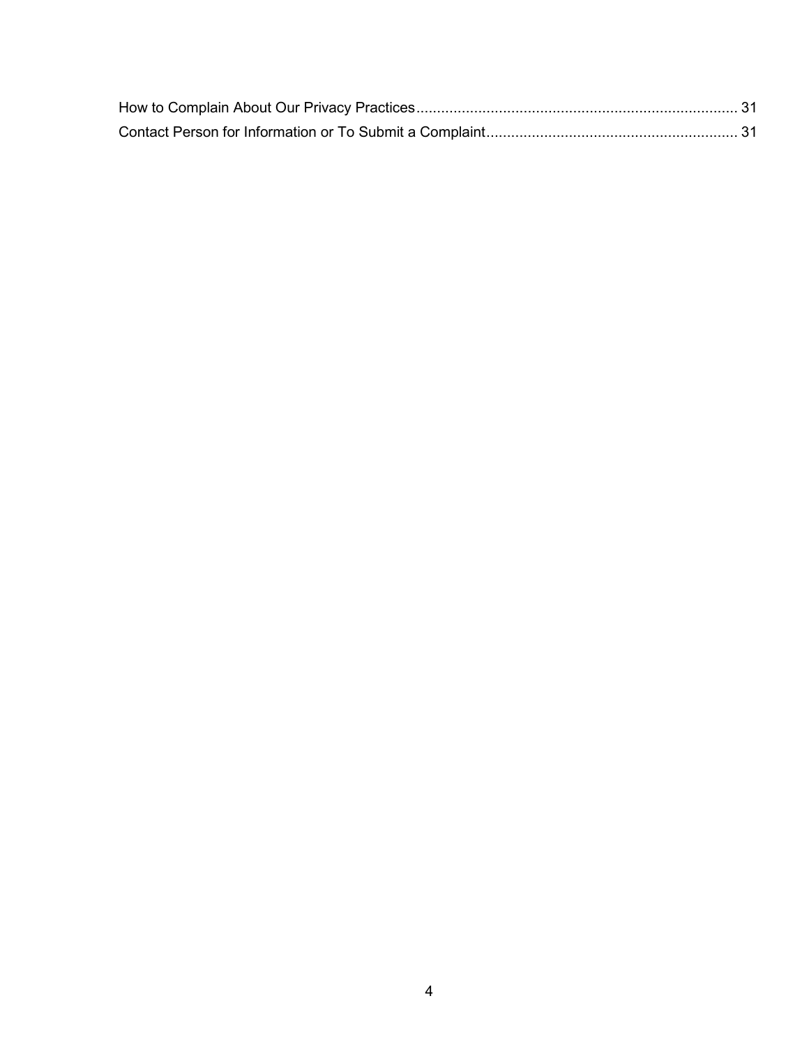How to Complain About Our Privacy Practices ............................................................................ 31
Contact Person for Information or To Submit a Complaint ........................................................... 31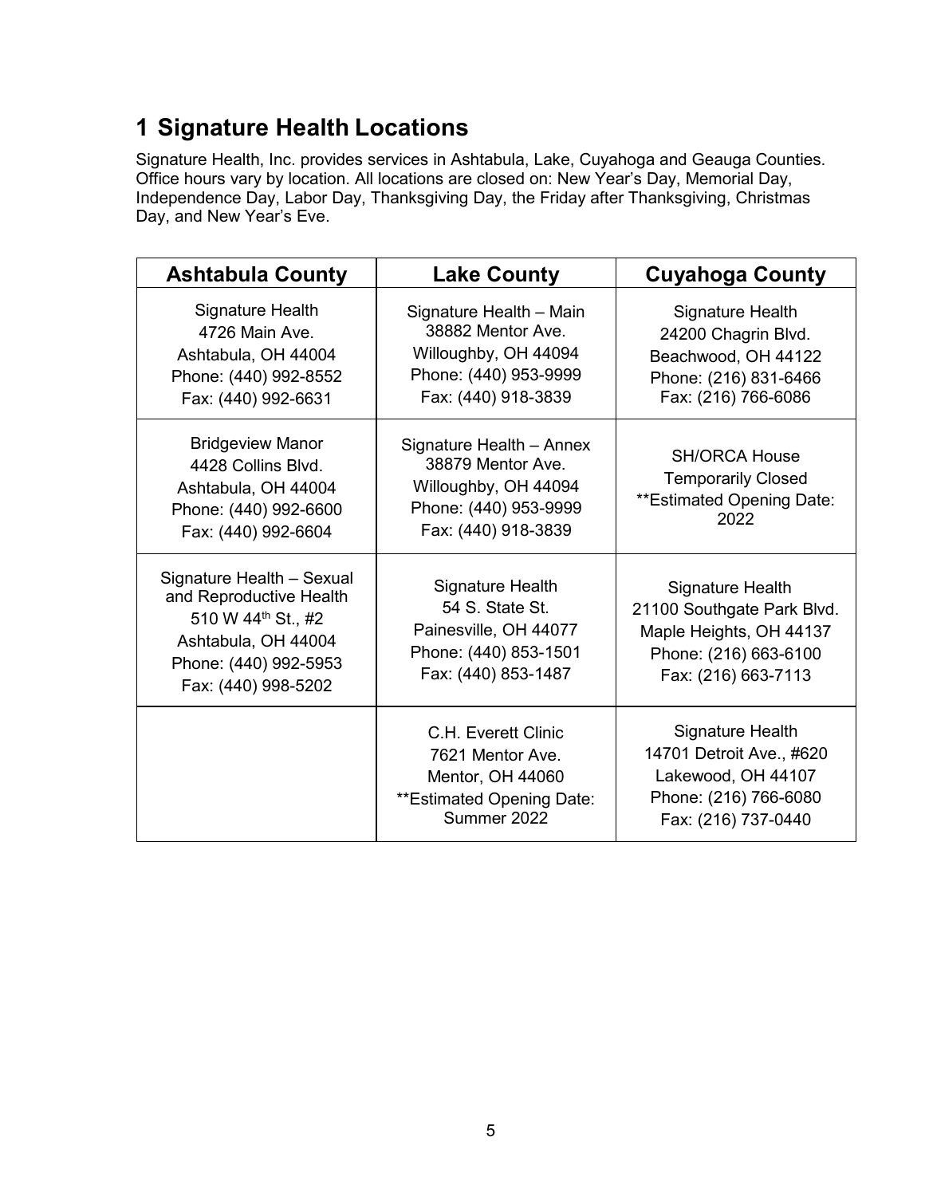# 1 Signature Health Locations

Signature Health, Inc. provides services in Ashtabula, Lake, Cuyahoga and Geauga Counties. Office hours vary by location. All locations are closed on: New Year's Day, Memorial Day, Independence Day, Labor Day, Thanksgiving Day, the Friday after Thanksgiving, Christmas Day, and New Year's Eve.

| Ashtabula County | Lake County | Cuyahoga County |
|---|---|---|
| Signature Health<br>4726 Main Ave.<br>Ashtabula, OH 44004<br>Phone: (440) 992-8552<br>Fax: (440) 992-6631 | Signature Health – Main<br>38882 Mentor Ave.<br>Willoughby, OH 44094<br>Phone: (440) 953-9999<br>Fax: (440) 918-3839 | Signature Health<br>24200 Chagrin Blvd.<br>Beachwood, OH 44122<br>Phone: (216) 831-6466<br>Fax: (216) 766-6086 |
| Bridgeview Manor<br>4428 Collins Blvd.<br>Ashtabula, OH 44004<br>Phone: (440) 992-6600<br>Fax: (440) 992-6604 | Signature Health – Annex<br>38879 Mentor Ave.<br>Willoughby, OH 44094<br>Phone: (440) 953-9999<br>Fax: (440) 918-3839 | SH/ORCA House<br>Temporarily Closed<br>**Estimated Opening Date: 2022 |
| Signature Health – Sexual and Reproductive Health<br>510 W 44th St., #2<br>Ashtabula, OH 44004<br>Phone: (440) 992-5953<br>Fax: (440) 998-5202 | Signature Health<br>54 S. State St.<br>Painesville, OH 44077<br>Phone: (440) 853-1501<br>Fax: (440) 853-1487 | Signature Health<br>21100 Southgate Park Blvd.<br>Maple Heights, OH 44137<br>Phone: (216) 663-6100<br>Fax: (216) 663-7113 |
| | C.H. Everett Clinic<br>7621 Mentor Ave.<br>Mentor, OH 44060<br>**Estimated Opening Date: Summer 2022 | Signature Health<br>14701 Detroit Ave., #620<br>Lakewood, OH 44107<br>Phone: (216) 766-6080<br>Fax: (216) 737-0440 |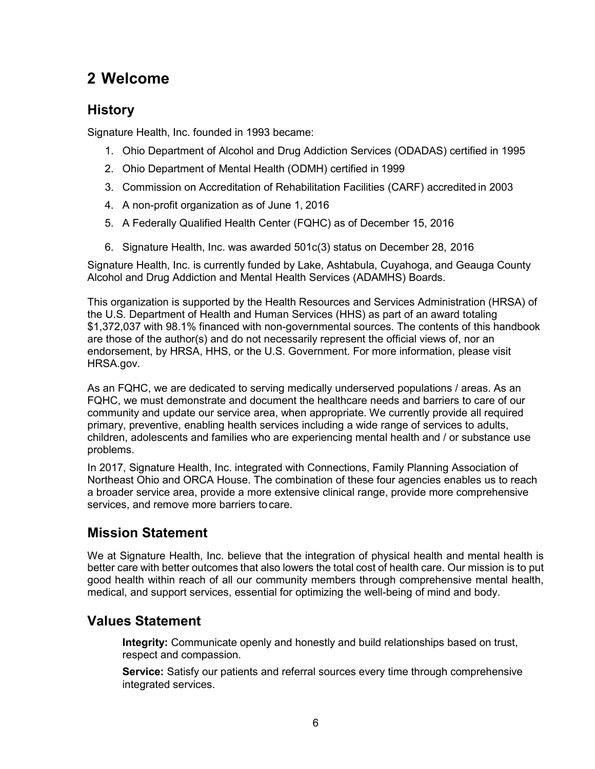# 2 Welcome

## History

Signature Health, Inc. founded in 1993 became:

1. Ohio Department of Alcohol and Drug Addiction Services (ODADAS) certified in 1995
2. Ohio Department of Mental Health (ODMH) certified in 1999
3. Commission on Accreditation of Rehabilitation Facilities (CARF) accredited in 2003
4. A non-profit organization as of June 1, 2016
5. A Federally Qualified Health Center (FQHC) as of December 15, 2016
6. Signature Health, Inc. was awarded 501c(3) status on December 28, 2016

Signature Health, Inc. is currently funded by Lake, Ashtabula, Cuyahoga, and Geauga County Alcohol and Drug Addiction and Mental Health Services (ADAMHS) Boards.

This organization is supported by the Health Resources and Services Administration (HRSA) of the U.S. Department of Health and Human Services (HHS) as part of an award totaling $1,372,037 with 98.1% financed with non-governmental sources. The contents of this handbook are those of the author(s) and do not necessarily represent the official views of, nor an endorsement, by HRSA, HHS, or the U.S. Government. For more information, please visit HRSA.gov.

As an FQHC, we are dedicated to serving medically underserved populations / areas. As an FQHC, we must demonstrate and document the healthcare needs and barriers to care of our community and update our service area, when appropriate. We currently provide all required primary, preventive, enabling health services including a wide range of services to adults, children, adolescents and families who are experiencing mental health and / or substance use problems.

In 2017, Signature Health, Inc. integrated with Connections, Family Planning Association of Northeast Ohio and ORCA House. The combination of these four agencies enables us to reach a broader service area, provide a more extensive clinical range, provide more comprehensive services, and remove more barriers to care.

## Mission Statement

We at Signature Health, Inc. believe that the integration of physical health and mental health is better care with better outcomes that also lowers the total cost of health care. Our mission is to put good health within reach of all our community members through comprehensive mental health, medical, and support services, essential for optimizing the well-being of mind and body.

## Values Statement

**Integrity:** Communicate openly and honestly and build relationships based on trust, respect and compassion.

**Service:** Satisfy our patients and referral sources every time through comprehensive integrated services.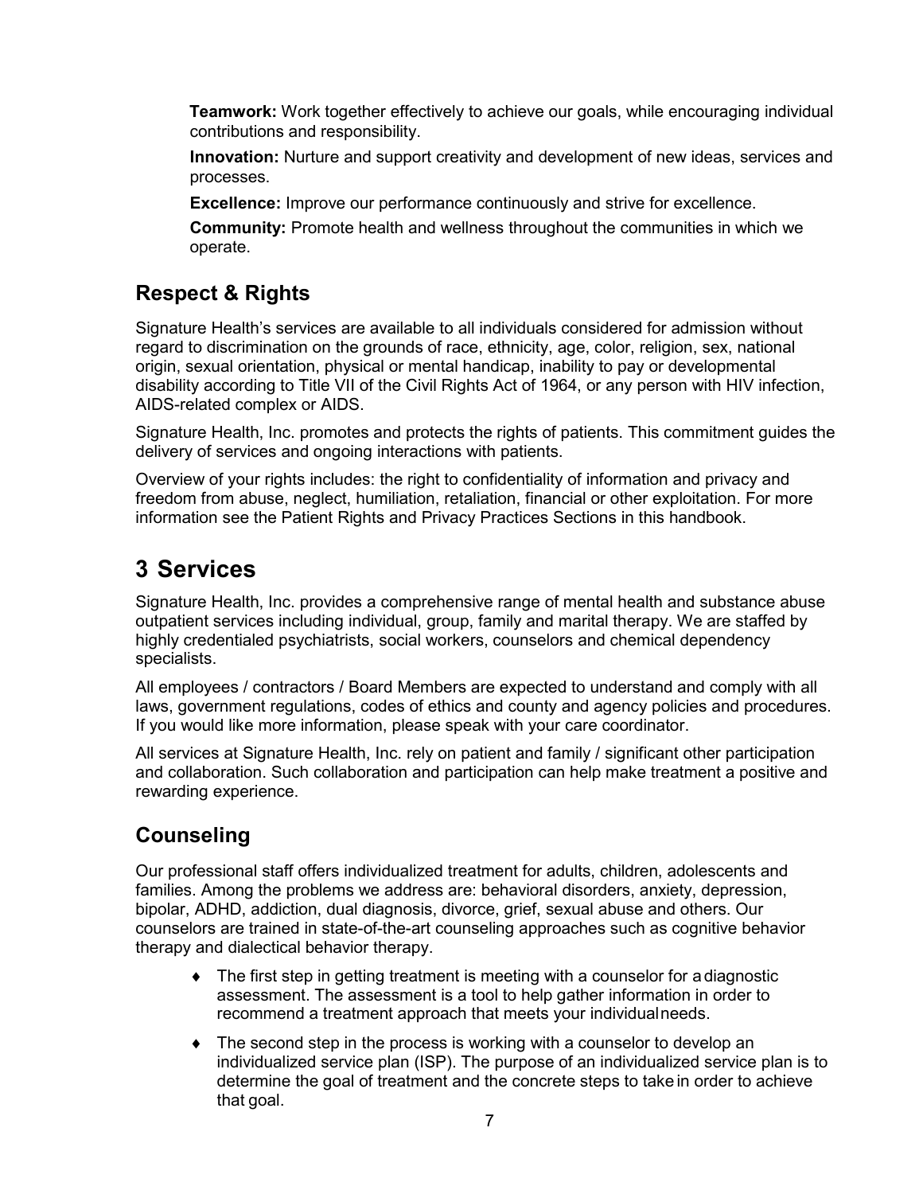**Teamwork:** Work together effectively to achieve our goals, while encouraging individual contributions and responsibility.

**Innovation:** Nurture and support creativity and development of new ideas, services and processes.

**Excellence:** Improve our performance continuously and strive for excellence.

**Community:** Promote health and wellness throughout the communities in which we operate.

## Respect & Rights

Signature Health's services are available to all individuals considered for admission without regard to discrimination on the grounds of race, ethnicity, age, color, religion, sex, national origin, sexual orientation, physical or mental handicap, inability to pay or developmental disability according to Title VII of the Civil Rights Act of 1964, or any person with HIV infection, AIDS-related complex or AIDS.

Signature Health, Inc. promotes and protects the rights of patients. This commitment guides the delivery of services and ongoing interactions with patients.

Overview of your rights includes: the right to confidentiality of information and privacy and freedom from abuse, neglect, humiliation, retaliation, financial or other exploitation. For more information see the Patient Rights and Privacy Practices Sections in this handbook.

# 3 Services

Signature Health, Inc. provides a comprehensive range of mental health and substance abuse outpatient services including individual, group, family and marital therapy. We are staffed by highly credentialed psychiatrists, social workers, counselors and chemical dependency specialists.

All employees / contractors / Board Members are expected to understand and comply with all laws, government regulations, codes of ethics and county and agency policies and procedures. If you would like more information, please speak with your care coordinator.

All services at Signature Health, Inc. rely on patient and family / significant other participation and collaboration. Such collaboration and participation can help make treatment a positive and rewarding experience.

## Counseling

Our professional staff offers individualized treatment for adults, children, adolescents and families. Among the problems we address are: behavioral disorders, anxiety, depression, bipolar, ADHD, addiction, dual diagnosis, divorce, grief, sexual abuse and others. Our counselors are trained in state-of-the-art counseling approaches such as cognitive behavior therapy and dialectical behavior therapy.

- The first step in getting treatment is meeting with a counselor for a diagnostic assessment. The assessment is a tool to help gather information in order to recommend a treatment approach that meets your individual needs.
- The second step in the process is working with a counselor to develop an individualized service plan (ISP). The purpose of an individualized service plan is to determine the goal of treatment and the concrete steps to take in order to achieve that goal.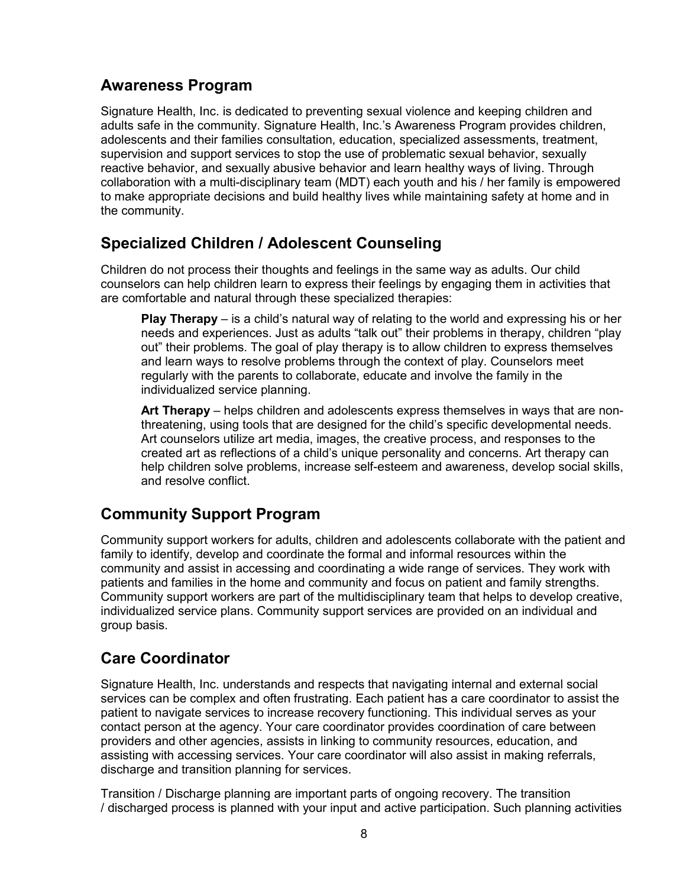## Awareness Program

Signature Health, Inc. is dedicated to preventing sexual violence and keeping children and adults safe in the community. Signature Health, Inc.'s Awareness Program provides children, adolescents and their families consultation, education, specialized assessments, treatment, supervision and support services to stop the use of problematic sexual behavior, sexually reactive behavior, and sexually abusive behavior and learn healthy ways of living. Through collaboration with a multi-disciplinary team (MDT) each youth and his / her family is empowered to make appropriate decisions and build healthy lives while maintaining safety at home and in the community.

## Specialized Children / Adolescent Counseling

Children do not process their thoughts and feelings in the same way as adults. Our child counselors can help children learn to express their feelings by engaging them in activities that are comfortable and natural through these specialized therapies:

**Play Therapy** – is a child's natural way of relating to the world and expressing his or her needs and experiences. Just as adults "talk out" their problems in therapy, children "play out" their problems. The goal of play therapy is to allow children to express themselves and learn ways to resolve problems through the context of play. Counselors meet regularly with the parents to collaborate, educate and involve the family in the individualized service planning.

**Art Therapy** – helps children and adolescents express themselves in ways that are non-threatening, using tools that are designed for the child's specific developmental needs. Art counselors utilize art media, images, the creative process, and responses to the created art as reflections of a child's unique personality and concerns. Art therapy can help children solve problems, increase self-esteem and awareness, develop social skills, and resolve conflict.

## Community Support Program

Community support workers for adults, children and adolescents collaborate with the patient and family to identify, develop and coordinate the formal and informal resources within the community and assist in accessing and coordinating a wide range of services. They work with patients and families in the home and community and focus on patient and family strengths. Community support workers are part of the multidisciplinary team that helps to develop creative, individualized service plans. Community support services are provided on an individual and group basis.

## Care Coordinator

Signature Health, Inc. understands and respects that navigating internal and external social services can be complex and often frustrating. Each patient has a care coordinator to assist the patient to navigate services to increase recovery functioning. This individual serves as your contact person at the agency. Your care coordinator provides coordination of care between providers and other agencies, assists in linking to community resources, education, and assisting with accessing services. Your care coordinator will also assist in making referrals, discharge and transition planning for services.

Transition / Discharge planning are important parts of ongoing recovery. The transition / discharged process is planned with your input and active participation. Such planning activities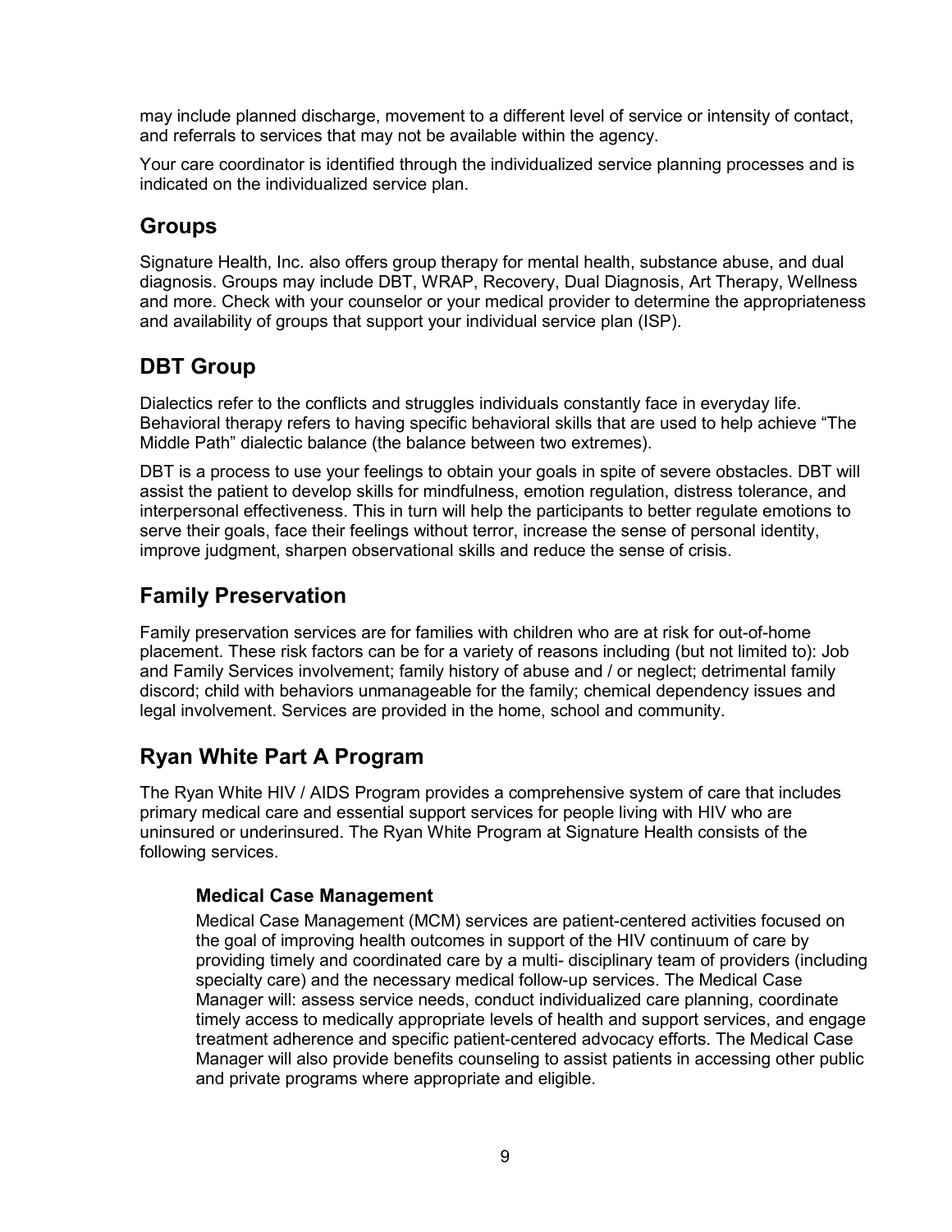may include planned discharge, movement to a different level of service or intensity of contact, and referrals to services that may not be available within the agency.

Your care coordinator is identified through the individualized service planning processes and is indicated on the individualized service plan.

## Groups

Signature Health, Inc. also offers group therapy for mental health, substance abuse, and dual diagnosis. Groups may include DBT, WRAP, Recovery, Dual Diagnosis, Art Therapy, Wellness and more. Check with your counselor or your medical provider to determine the appropriateness and availability of groups that support your individual service plan (ISP).

## DBT Group

Dialectics refer to the conflicts and struggles individuals constantly face in everyday life. Behavioral therapy refers to having specific behavioral skills that are used to help achieve "The Middle Path" dialectic balance (the balance between two extremes).

DBT is a process to use your feelings to obtain your goals in spite of severe obstacles. DBT will assist the patient to develop skills for mindfulness, emotion regulation, distress tolerance, and interpersonal effectiveness. This in turn will help the participants to better regulate emotions to serve their goals, face their feelings without terror, increase the sense of personal identity, improve judgment, sharpen observational skills and reduce the sense of crisis.

## Family Preservation

Family preservation services are for families with children who are at risk for out-of-home placement. These risk factors can be for a variety of reasons including (but not limited to): Job and Family Services involvement; family history of abuse and / or neglect; detrimental family discord; child with behaviors unmanageable for the family; chemical dependency issues and legal involvement. Services are provided in the home, school and community.

## Ryan White Part A Program

The Ryan White HIV / AIDS Program provides a comprehensive system of care that includes primary medical care and essential support services for people living with HIV who are uninsured or underinsured. The Ryan White Program at Signature Health consists of the following services.

### Medical Case Management

Medical Case Management (MCM) services are patient-centered activities focused on the goal of improving health outcomes in support of the HIV continuum of care by providing timely and coordinated care by a multi- disciplinary team of providers (including specialty care) and the necessary medical follow-up services. The Medical Case Manager will: assess service needs, conduct individualized care planning, coordinate timely access to medically appropriate levels of health and support services, and engage treatment adherence and specific patient-centered advocacy efforts. The Medical Case Manager will also provide benefits counseling to assist patients in accessing other public and private programs where appropriate and eligible.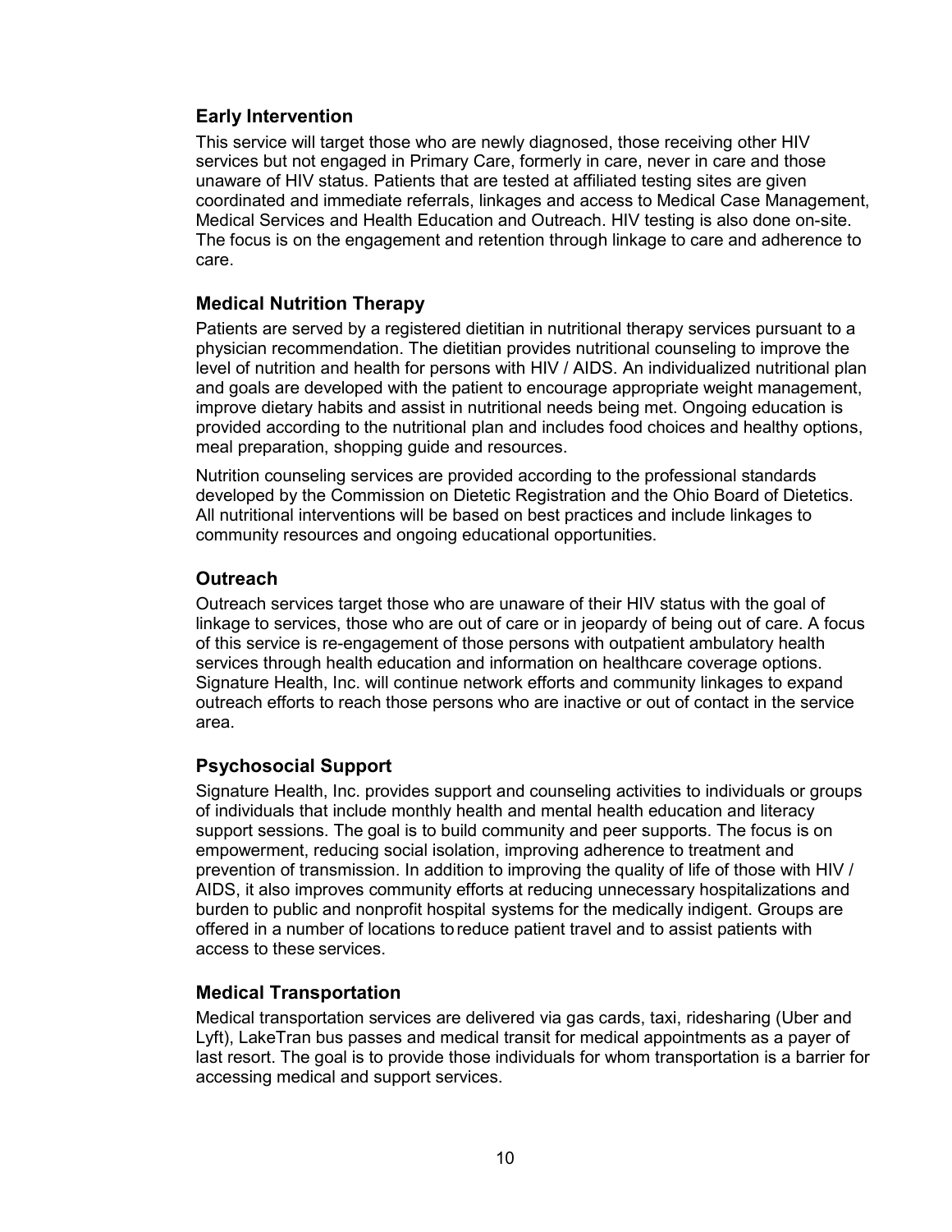## Early Intervention

This service will target those who are newly diagnosed, those receiving other HIV services but not engaged in Primary Care, formerly in care, never in care and those unaware of HIV status. Patients that are tested at affiliated testing sites are given coordinated and immediate referrals, linkages and access to Medical Case Management, Medical Services and Health Education and Outreach. HIV testing is also done on-site. The focus is on the engagement and retention through linkage to care and adherence to care.

## Medical Nutrition Therapy

Patients are served by a registered dietitian in nutritional therapy services pursuant to a physician recommendation. The dietitian provides nutritional counseling to improve the level of nutrition and health for persons with HIV / AIDS. An individualized nutritional plan and goals are developed with the patient to encourage appropriate weight management, improve dietary habits and assist in nutritional needs being met. Ongoing education is provided according to the nutritional plan and includes food choices and healthy options, meal preparation, shopping guide and resources.

Nutrition counseling services are provided according to the professional standards developed by the Commission on Dietetic Registration and the Ohio Board of Dietetics. All nutritional interventions will be based on best practices and include linkages to community resources and ongoing educational opportunities.

## Outreach

Outreach services target those who are unaware of their HIV status with the goal of linkage to services, those who are out of care or in jeopardy of being out of care. A focus of this service is re-engagement of those persons with outpatient ambulatory health services through health education and information on healthcare coverage options. Signature Health, Inc. will continue network efforts and community linkages to expand outreach efforts to reach those persons who are inactive or out of contact in the service area.

## Psychosocial Support

Signature Health, Inc. provides support and counseling activities to individuals or groups of individuals that include monthly health and mental health education and literacy support sessions. The goal is to build community and peer supports. The focus is on empowerment, reducing social isolation, improving adherence to treatment and prevention of transmission. In addition to improving the quality of life of those with HIV / AIDS, it also improves community efforts at reducing unnecessary hospitalizations and burden to public and nonprofit hospital systems for the medically indigent. Groups are offered in a number of locations to reduce patient travel and to assist patients with access to these services.

## Medical Transportation

Medical transportation services are delivered via gas cards, taxi, ridesharing (Uber and Lyft), LakeTran bus passes and medical transit for medical appointments as a payer of last resort. The goal is to provide those individuals for whom transportation is a barrier for accessing medical and support services.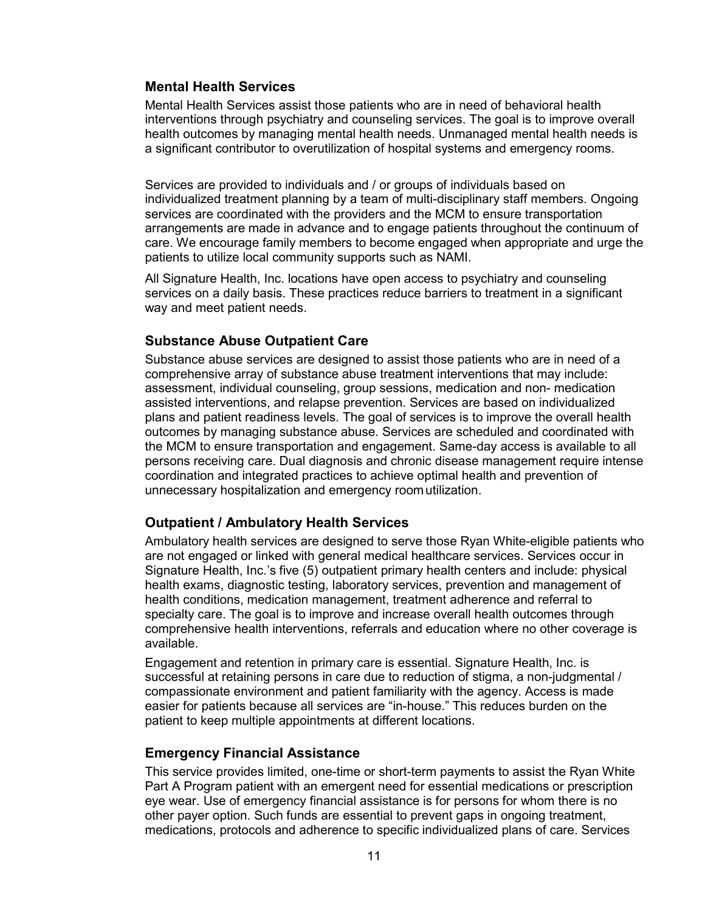## Mental Health Services

Mental Health Services assist those patients who are in need of behavioral health interventions through psychiatry and counseling services. The goal is to improve overall health outcomes by managing mental health needs. Unmanaged mental health needs is a significant contributor to overutilization of hospital systems and emergency rooms.

Services are provided to individuals and / or groups of individuals based on individualized treatment planning by a team of multi-disciplinary staff members. Ongoing services are coordinated with the providers and the MCM to ensure transportation arrangements are made in advance and to engage patients throughout the continuum of care. We encourage family members to become engaged when appropriate and urge the patients to utilize local community supports such as NAMI.

All Signature Health, Inc. locations have open access to psychiatry and counseling services on a daily basis. These practices reduce barriers to treatment in a significant way and meet patient needs.

## Substance Abuse Outpatient Care

Substance abuse services are designed to assist those patients who are in need of a comprehensive array of substance abuse treatment interventions that may include: assessment, individual counseling, group sessions, medication and non- medication assisted interventions, and relapse prevention. Services are based on individualized plans and patient readiness levels. The goal of services is to improve the overall health outcomes by managing substance abuse. Services are scheduled and coordinated with the MCM to ensure transportation and engagement. Same-day access is available to all persons receiving care. Dual diagnosis and chronic disease management require intense coordination and integrated practices to achieve optimal health and prevention of unnecessary hospitalization and emergency room utilization.

## Outpatient / Ambulatory Health Services

Ambulatory health services are designed to serve those Ryan White-eligible patients who are not engaged or linked with general medical healthcare services. Services occur in Signature Health, Inc.'s five (5) outpatient primary health centers and include: physical health exams, diagnostic testing, laboratory services, prevention and management of health conditions, medication management, treatment adherence and referral to specialty care. The goal is to improve and increase overall health outcomes through comprehensive health interventions, referrals and education where no other coverage is available.

Engagement and retention in primary care is essential. Signature Health, Inc. is successful at retaining persons in care due to reduction of stigma, a non-judgmental / compassionate environment and patient familiarity with the agency. Access is made easier for patients because all services are "in-house." This reduces burden on the patient to keep multiple appointments at different locations.

## Emergency Financial Assistance

This service provides limited, one-time or short-term payments to assist the Ryan White Part A Program patient with an emergent need for essential medications or prescription eye wear. Use of emergency financial assistance is for persons for whom there is no other payer option. Such funds are essential to prevent gaps in ongoing treatment, medications, protocols and adherence to specific individualized plans of care. Services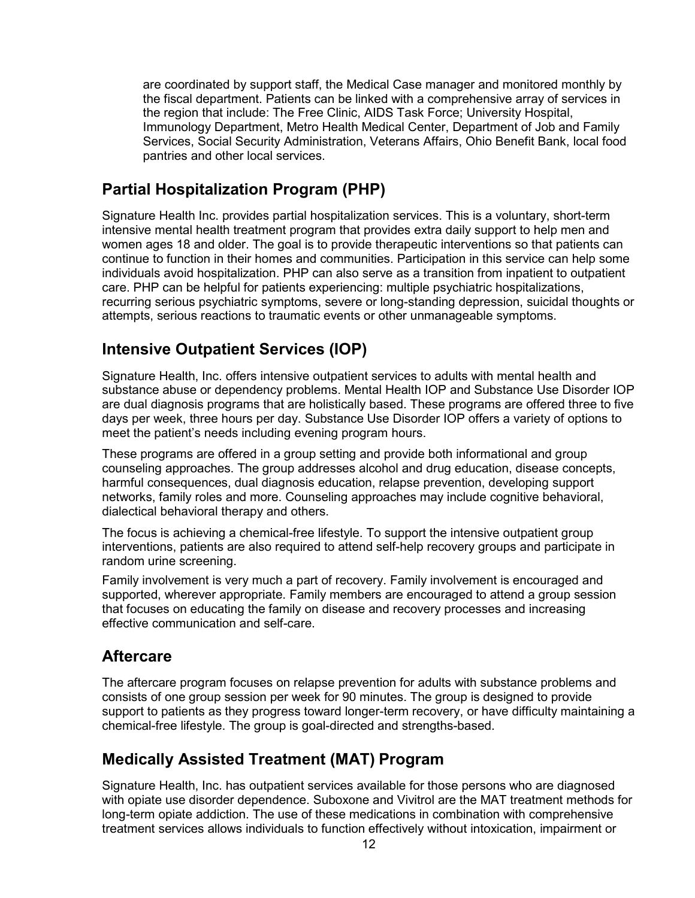are coordinated by support staff, the Medical Case manager and monitored monthly by the fiscal department. Patients can be linked with a comprehensive array of services in the region that include: The Free Clinic, AIDS Task Force; University Hospital, Immunology Department, Metro Health Medical Center, Department of Job and Family Services, Social Security Administration, Veterans Affairs, Ohio Benefit Bank, local food pantries and other local services.

## Partial Hospitalization Program (PHP)

Signature Health Inc. provides partial hospitalization services. This is a voluntary, short-term intensive mental health treatment program that provides extra daily support to help men and women ages 18 and older. The goal is to provide therapeutic interventions so that patients can continue to function in their homes and communities. Participation in this service can help some individuals avoid hospitalization. PHP can also serve as a transition from inpatient to outpatient care. PHP can be helpful for patients experiencing: multiple psychiatric hospitalizations, recurring serious psychiatric symptoms, severe or long-standing depression, suicidal thoughts or attempts, serious reactions to traumatic events or other unmanageable symptoms.

## Intensive Outpatient Services (IOP)

Signature Health, Inc. offers intensive outpatient services to adults with mental health and substance abuse or dependency problems. Mental Health IOP and Substance Use Disorder IOP are dual diagnosis programs that are holistically based. These programs are offered three to five days per week, three hours per day. Substance Use Disorder IOP offers a variety of options to meet the patient's needs including evening program hours.

These programs are offered in a group setting and provide both informational and group counseling approaches. The group addresses alcohol and drug education, disease concepts, harmful consequences, dual diagnosis education, relapse prevention, developing support networks, family roles and more. Counseling approaches may include cognitive behavioral, dialectical behavioral therapy and others.

The focus is achieving a chemical-free lifestyle. To support the intensive outpatient group interventions, patients are also required to attend self-help recovery groups and participate in random urine screening.

Family involvement is very much a part of recovery. Family involvement is encouraged and supported, wherever appropriate. Family members are encouraged to attend a group session that focuses on educating the family on disease and recovery processes and increasing effective communication and self-care.

## Aftercare

The aftercare program focuses on relapse prevention for adults with substance problems and consists of one group session per week for 90 minutes. The group is designed to provide support to patients as they progress toward longer-term recovery, or have difficulty maintaining a chemical-free lifestyle. The group is goal-directed and strengths-based.

## Medically Assisted Treatment (MAT) Program

Signature Health, Inc. has outpatient services available for those persons who are diagnosed with opiate use disorder dependence. Suboxone and Vivitrol are the MAT treatment methods for long-term opiate addiction. The use of these medications in combination with comprehensive treatment services allows individuals to function effectively without intoxication, impairment or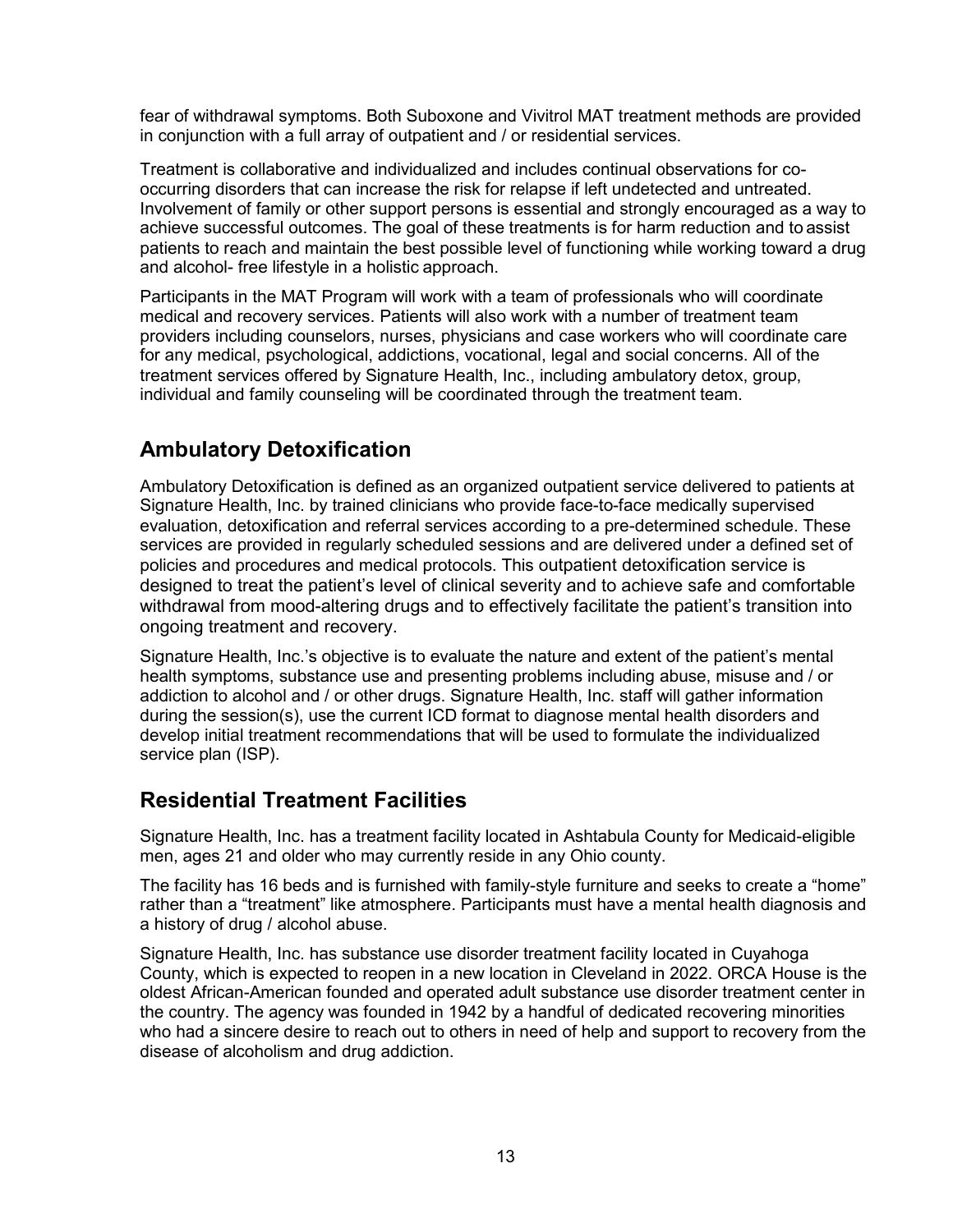fear of withdrawal symptoms. Both Suboxone and Vivitrol MAT treatment methods are provided in conjunction with a full array of outpatient and / or residential services.

Treatment is collaborative and individualized and includes continual observations for co-occurring disorders that can increase the risk for relapse if left undetected and untreated. Involvement of family or other support persons is essential and strongly encouraged as a way to achieve successful outcomes. The goal of these treatments is for harm reduction and to assist patients to reach and maintain the best possible level of functioning while working toward a drug and alcohol- free lifestyle in a holistic approach.

Participants in the MAT Program will work with a team of professionals who will coordinate medical and recovery services. Patients will also work with a number of treatment team providers including counselors, nurses, physicians and case workers who will coordinate care for any medical, psychological, addictions, vocational, legal and social concerns. All of the treatment services offered by Signature Health, Inc., including ambulatory detox, group, individual and family counseling will be coordinated through the treatment team.

## Ambulatory Detoxification

Ambulatory Detoxification is defined as an organized outpatient service delivered to patients at Signature Health, Inc. by trained clinicians who provide face-to-face medically supervised evaluation, detoxification and referral services according to a pre-determined schedule. These services are provided in regularly scheduled sessions and are delivered under a defined set of policies and procedures and medical protocols. This outpatient detoxification service is designed to treat the patient's level of clinical severity and to achieve safe and comfortable withdrawal from mood-altering drugs and to effectively facilitate the patient's transition into ongoing treatment and recovery.

Signature Health, Inc.'s objective is to evaluate the nature and extent of the patient's mental health symptoms, substance use and presenting problems including abuse, misuse and / or addiction to alcohol and / or other drugs. Signature Health, Inc. staff will gather information during the session(s), use the current ICD format to diagnose mental health disorders and develop initial treatment recommendations that will be used to formulate the individualized service plan (ISP).

## Residential Treatment Facilities

Signature Health, Inc. has a treatment facility located in Ashtabula County for Medicaid-eligible men, ages 21 and older who may currently reside in any Ohio county.

The facility has 16 beds and is furnished with family-style furniture and seeks to create a "home" rather than a "treatment" like atmosphere. Participants must have a mental health diagnosis and a history of drug / alcohol abuse.

Signature Health, Inc. has substance use disorder treatment facility located in Cuyahoga County, which is expected to reopen in a new location in Cleveland in 2022. ORCA House is the oldest African-American founded and operated adult substance use disorder treatment center in the country. The agency was founded in 1942 by a handful of dedicated recovering minorities who had a sincere desire to reach out to others in need of help and support to recovery from the disease of alcoholism and drug addiction.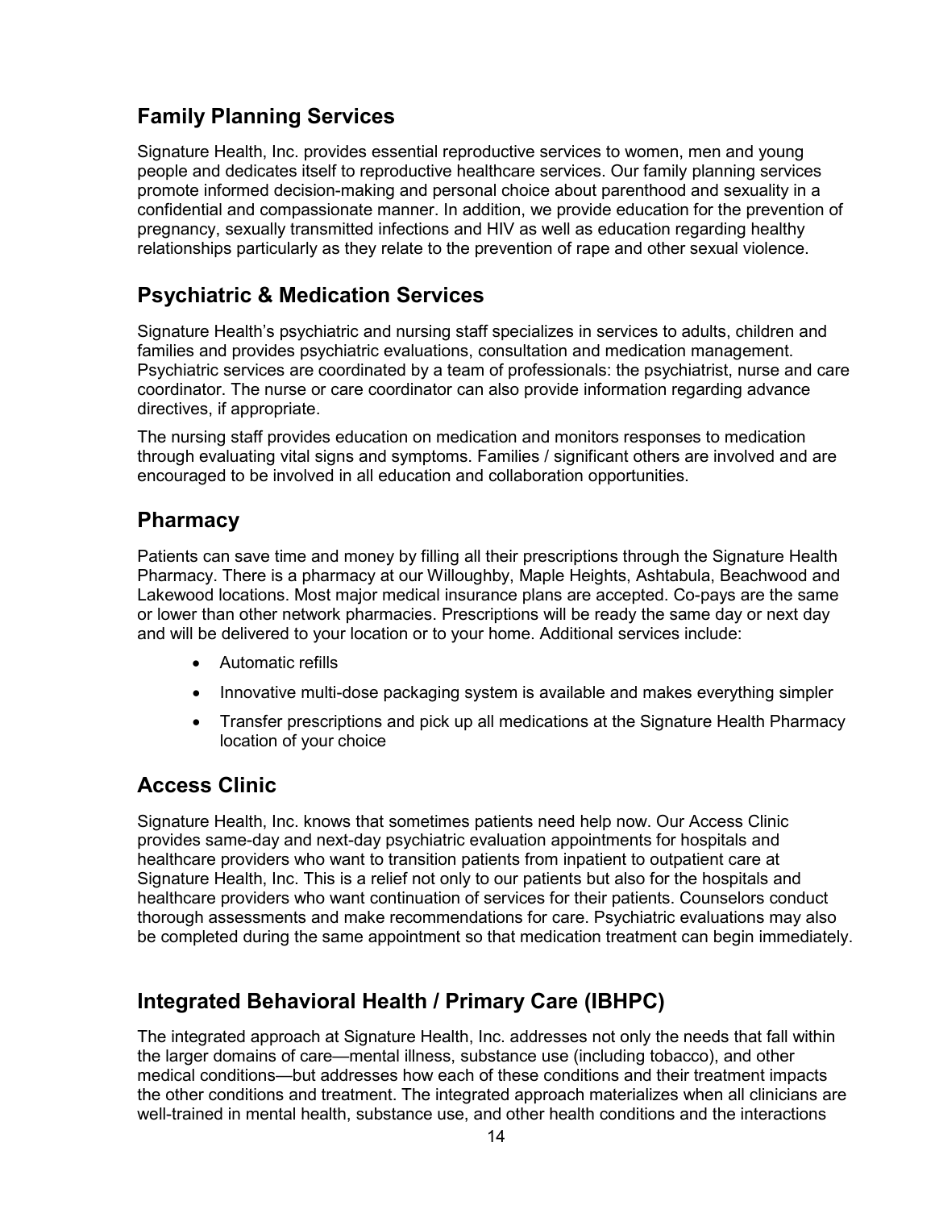## Family Planning Services

Signature Health, Inc. provides essential reproductive services to women, men and young people and dedicates itself to reproductive healthcare services. Our family planning services promote informed decision-making and personal choice about parenthood and sexuality in a confidential and compassionate manner. In addition, we provide education for the prevention of pregnancy, sexually transmitted infections and HIV as well as education regarding healthy relationships particularly as they relate to the prevention of rape and other sexual violence.

## Psychiatric & Medication Services

Signature Health's psychiatric and nursing staff specializes in services to adults, children and families and provides psychiatric evaluations, consultation and medication management. Psychiatric services are coordinated by a team of professionals: the psychiatrist, nurse and care coordinator. The nurse or care coordinator can also provide information regarding advance directives, if appropriate.

The nursing staff provides education on medication and monitors responses to medication through evaluating vital signs and symptoms. Families / significant others are involved and are encouraged to be involved in all education and collaboration opportunities.

## Pharmacy

Patients can save time and money by filling all their prescriptions through the Signature Health Pharmacy. There is a pharmacy at our Willoughby, Maple Heights, Ashtabula, Beachwood and Lakewood locations. Most major medical insurance plans are accepted. Co-pays are the same or lower than other network pharmacies. Prescriptions will be ready the same day or next day and will be delivered to your location or to your home. Additional services include:

- Automatic refills
- Innovative multi-dose packaging system is available and makes everything simpler
- Transfer prescriptions and pick up all medications at the Signature Health Pharmacy location of your choice

## Access Clinic

Signature Health, Inc. knows that sometimes patients need help now. Our Access Clinic provides same-day and next-day psychiatric evaluation appointments for hospitals and healthcare providers who want to transition patients from inpatient to outpatient care at Signature Health, Inc. This is a relief not only to our patients but also for the hospitals and healthcare providers who want continuation of services for their patients. Counselors conduct thorough assessments and make recommendations for care. Psychiatric evaluations may also be completed during the same appointment so that medication treatment can begin immediately.

## Integrated Behavioral Health / Primary Care (IBHPC)

The integrated approach at Signature Health, Inc. addresses not only the needs that fall within the larger domains of care—mental illness, substance use (including tobacco), and other medical conditions—but addresses how each of these conditions and their treatment impacts the other conditions and treatment. The integrated approach materializes when all clinicians are well-trained in mental health, substance use, and other health conditions and the interactions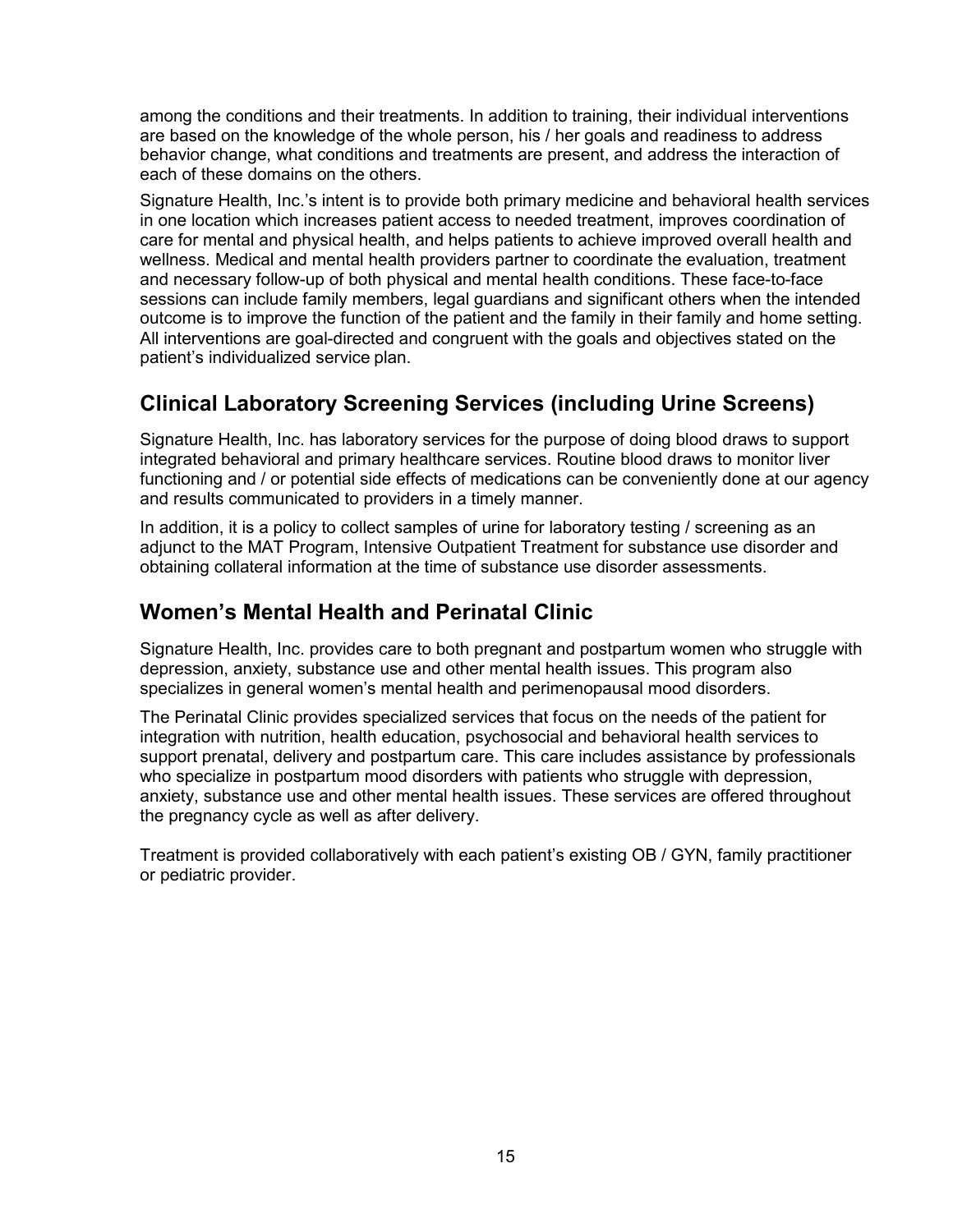among the conditions and their treatments. In addition to training, their individual interventions are based on the knowledge of the whole person, his / her goals and readiness to address behavior change, what conditions and treatments are present, and address the interaction of each of these domains on the others.

Signature Health, Inc.'s intent is to provide both primary medicine and behavioral health services in one location which increases patient access to needed treatment, improves coordination of care for mental and physical health, and helps patients to achieve improved overall health and wellness. Medical and mental health providers partner to coordinate the evaluation, treatment and necessary follow-up of both physical and mental health conditions. These face-to-face sessions can include family members, legal guardians and significant others when the intended outcome is to improve the function of the patient and the family in their family and home setting. All interventions are goal-directed and congruent with the goals and objectives stated on the patient's individualized service plan.

## Clinical Laboratory Screening Services (including Urine Screens)

Signature Health, Inc. has laboratory services for the purpose of doing blood draws to support integrated behavioral and primary healthcare services. Routine blood draws to monitor liver functioning and / or potential side effects of medications can be conveniently done at our agency and results communicated to providers in a timely manner.

In addition, it is a policy to collect samples of urine for laboratory testing / screening as an adjunct to the MAT Program, Intensive Outpatient Treatment for substance use disorder and obtaining collateral information at the time of substance use disorder assessments.

## Women's Mental Health and Perinatal Clinic

Signature Health, Inc. provides care to both pregnant and postpartum women who struggle with depression, anxiety, substance use and other mental health issues. This program also specializes in general women's mental health and perimenopausal mood disorders.

The Perinatal Clinic provides specialized services that focus on the needs of the patient for integration with nutrition, health education, psychosocial and behavioral health services to support prenatal, delivery and postpartum care. This care includes assistance by professionals who specialize in postpartum mood disorders with patients who struggle with depression, anxiety, substance use and other mental health issues. These services are offered throughout the pregnancy cycle as well as after delivery.

Treatment is provided collaboratively with each patient's existing OB / GYN, family practitioner or pediatric provider.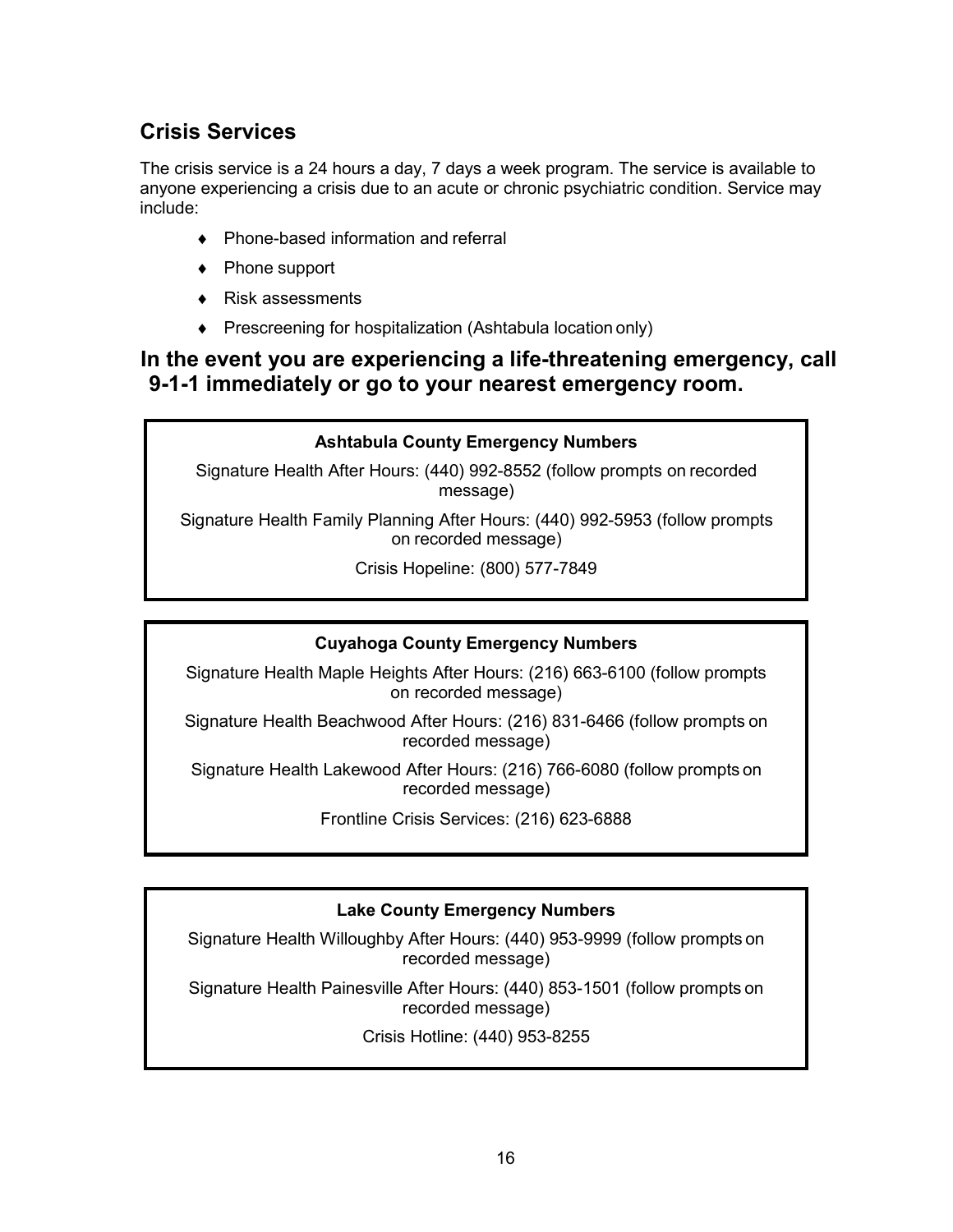## Crisis Services

The crisis service is a 24 hours a day, 7 days a week program. The service is available to anyone experiencing a crisis due to an acute or chronic psychiatric condition. Service may include:

- Phone-based information and referral
- Phone support
- Risk assessments
- Prescreening for hospitalization (Ashtabula location only)

### In the event you are experiencing a life-threatening emergency, call 9-1-1 immediately or go to your nearest emergency room.

**Ashtabula County Emergency Numbers**

Signature Health After Hours: (440) 992-8552 (follow prompts on recorded message)

Signature Health Family Planning After Hours: (440) 992-5953 (follow prompts on recorded message)

Crisis Hopeline: (800) 577-7849

**Cuyahoga County Emergency Numbers**

Signature Health Maple Heights After Hours: (216) 663-6100 (follow prompts on recorded message)

Signature Health Beachwood After Hours: (216) 831-6466 (follow prompts on recorded message)

Signature Health Lakewood After Hours: (216) 766-6080 (follow prompts on recorded message)

Frontline Crisis Services: (216) 623-6888

**Lake County Emergency Numbers**

Signature Health Willoughby After Hours: (440) 953-9999 (follow prompts on recorded message)

Signature Health Painesville After Hours: (440) 853-1501 (follow prompts on recorded message)

Crisis Hotline: (440) 953-8255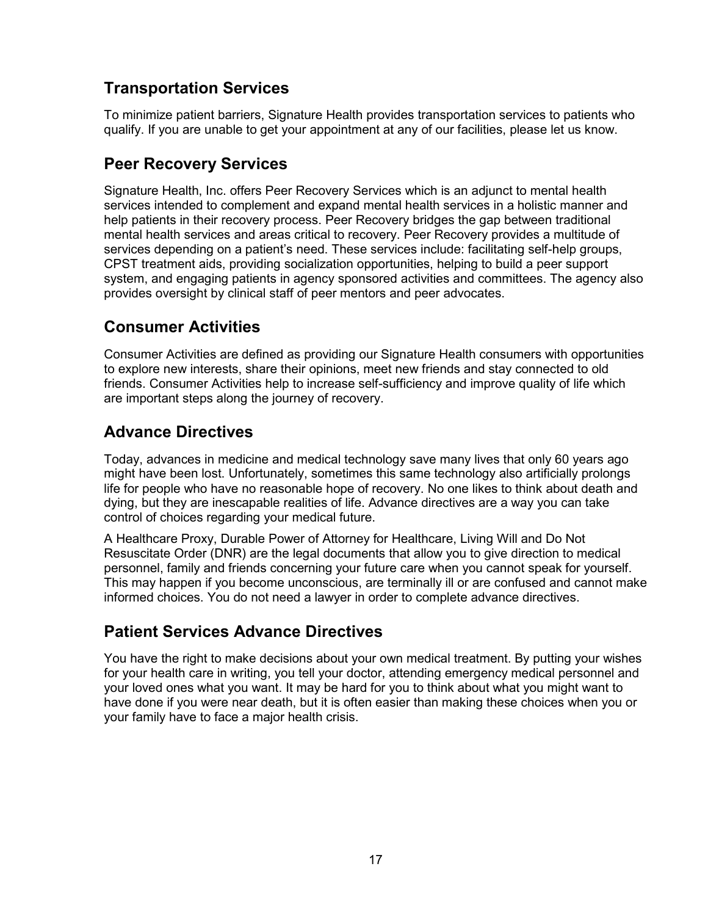## Transportation Services

To minimize patient barriers, Signature Health provides transportation services to patients who qualify. If you are unable to get your appointment at any of our facilities, please let us know.

## Peer Recovery Services

Signature Health, Inc. offers Peer Recovery Services which is an adjunct to mental health services intended to complement and expand mental health services in a holistic manner and help patients in their recovery process. Peer Recovery bridges the gap between traditional mental health services and areas critical to recovery. Peer Recovery provides a multitude of services depending on a patient’s need. These services include: facilitating self-help groups, CPST treatment aids, providing socialization opportunities, helping to build a peer support system, and engaging patients in agency sponsored activities and committees. The agency also provides oversight by clinical staff of peer mentors and peer advocates.

## Consumer Activities

Consumer Activities are defined as providing our Signature Health consumers with opportunities to explore new interests, share their opinions, meet new friends and stay connected to old friends. Consumer Activities help to increase self-sufficiency and improve quality of life which are important steps along the journey of recovery.

## Advance Directives

Today, advances in medicine and medical technology save many lives that only 60 years ago might have been lost. Unfortunately, sometimes this same technology also artificially prolongs life for people who have no reasonable hope of recovery. No one likes to think about death and dying, but they are inescapable realities of life. Advance directives are a way you can take control of choices regarding your medical future.

A Healthcare Proxy, Durable Power of Attorney for Healthcare, Living Will and Do Not Resuscitate Order (DNR) are the legal documents that allow you to give direction to medical personnel, family and friends concerning your future care when you cannot speak for yourself. This may happen if you become unconscious, are terminally ill or are confused and cannot make informed choices. You do not need a lawyer in order to complete advance directives.

## Patient Services Advance Directives

You have the right to make decisions about your own medical treatment. By putting your wishes for your health care in writing, you tell your doctor, attending emergency medical personnel and your loved ones what you want. It may be hard for you to think about what you might want to have done if you were near death, but it is often easier than making these choices when you or your family have to face a major health crisis.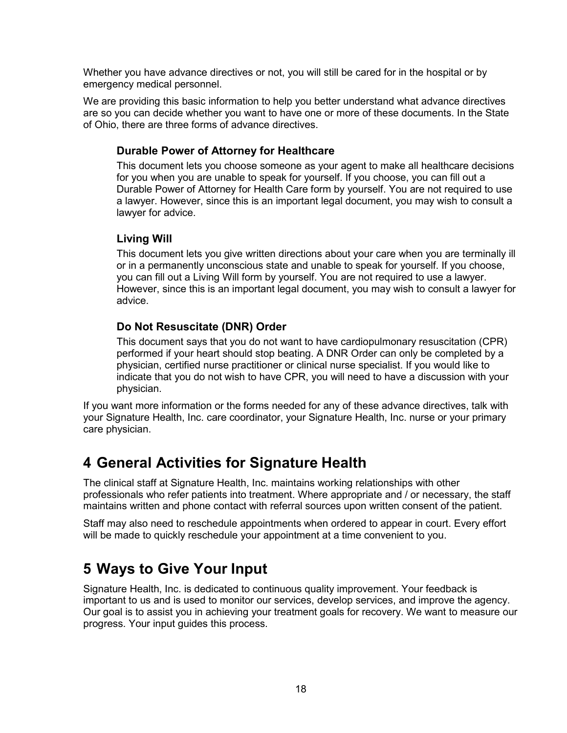Whether you have advance directives or not, you will still be cared for in the hospital or by emergency medical personnel.

We are providing this basic information to help you better understand what advance directives are so you can decide whether you want to have one or more of these documents. In the State of Ohio, there are three forms of advance directives.

### Durable Power of Attorney for Healthcare

This document lets you choose someone as your agent to make all healthcare decisions for you when you are unable to speak for yourself. If you choose, you can fill out a Durable Power of Attorney for Health Care form by yourself. You are not required to use a lawyer. However, since this is an important legal document, you may wish to consult a lawyer for advice.

### Living Will

This document lets you give written directions about your care when you are terminally ill or in a permanently unconscious state and unable to speak for yourself. If you choose, you can fill out a Living Will form by yourself. You are not required to use a lawyer. However, since this is an important legal document, you may wish to consult a lawyer for advice.

### Do Not Resuscitate (DNR) Order

This document says that you do not want to have cardiopulmonary resuscitation (CPR) performed if your heart should stop beating. A DNR Order can only be completed by a physician, certified nurse practitioner or clinical nurse specialist. If you would like to indicate that you do not wish to have CPR, you will need to have a discussion with your physician.

If you want more information or the forms needed for any of these advance directives, talk with your Signature Health, Inc. care coordinator, your Signature Health, Inc. nurse or your primary care physician.

## 4 General Activities for Signature Health

The clinical staff at Signature Health, Inc. maintains working relationships with other professionals who refer patients into treatment. Where appropriate and / or necessary, the staff maintains written and phone contact with referral sources upon written consent of the patient.

Staff may also need to reschedule appointments when ordered to appear in court. Every effort will be made to quickly reschedule your appointment at a time convenient to you.

## 5 Ways to Give Your Input

Signature Health, Inc. is dedicated to continuous quality improvement. Your feedback is important to us and is used to monitor our services, develop services, and improve the agency. Our goal is to assist you in achieving your treatment goals for recovery. We want to measure our progress. Your input guides this process.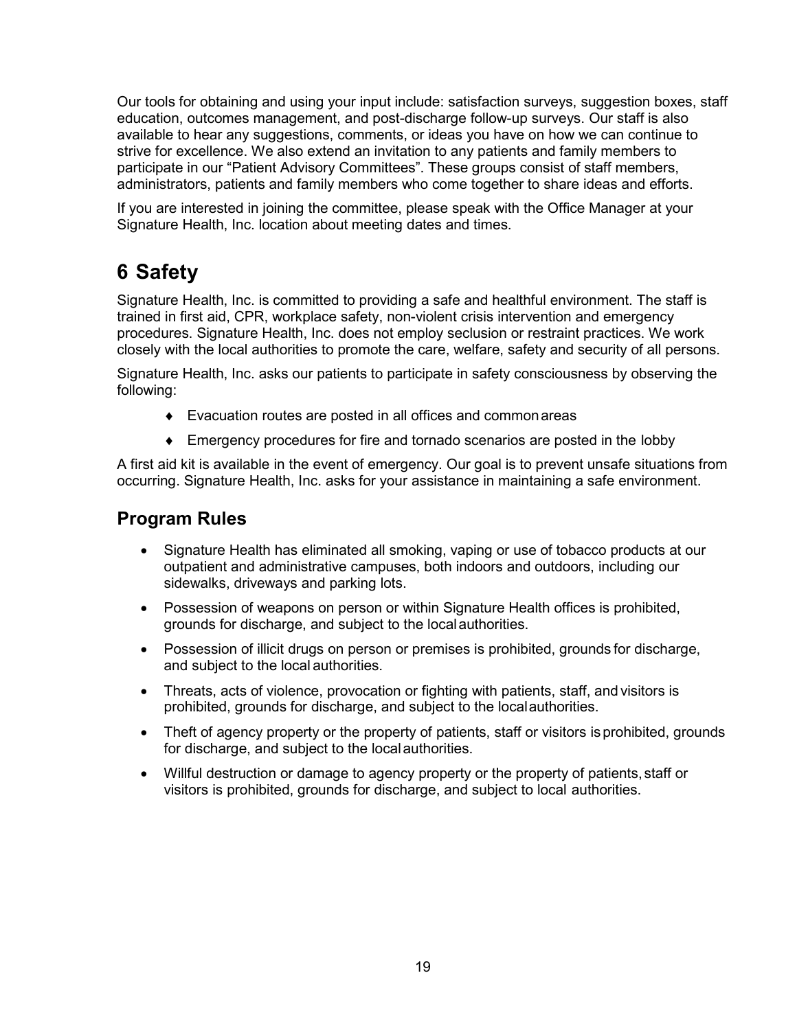Our tools for obtaining and using your input include: satisfaction surveys, suggestion boxes, staff education, outcomes management, and post-discharge follow-up surveys. Our staff is also available to hear any suggestions, comments, or ideas you have on how we can continue to strive for excellence. We also extend an invitation to any patients and family members to participate in our "Patient Advisory Committees". These groups consist of staff members, administrators, patients and family members who come together to share ideas and efforts.

If you are interested in joining the committee, please speak with the Office Manager at your Signature Health, Inc. location about meeting dates and times.

# 6 Safety

Signature Health, Inc. is committed to providing a safe and healthful environment. The staff is trained in first aid, CPR, workplace safety, non-violent crisis intervention and emergency procedures. Signature Health, Inc. does not employ seclusion or restraint practices. We work closely with the local authorities to promote the care, welfare, safety and security of all persons.

Signature Health, Inc. asks our patients to participate in safety consciousness by observing the following:

- Evacuation routes are posted in all offices and common areas
- Emergency procedures for fire and tornado scenarios are posted in the lobby

A first aid kit is available in the event of emergency. Our goal is to prevent unsafe situations from occurring. Signature Health, Inc. asks for your assistance in maintaining a safe environment.

## Program Rules

- Signature Health has eliminated all smoking, vaping or use of tobacco products at our outpatient and administrative campuses, both indoors and outdoors, including our sidewalks, driveways and parking lots.
- Possession of weapons on person or within Signature Health offices is prohibited, grounds for discharge, and subject to the local authorities.
- Possession of illicit drugs on person or premises is prohibited, grounds for discharge, and subject to the local authorities.
- Threats, acts of violence, provocation or fighting with patients, staff, and visitors is prohibited, grounds for discharge, and subject to the local authorities.
- Theft of agency property or the property of patients, staff or visitors is prohibited, grounds for discharge, and subject to the local authorities.
- Willful destruction or damage to agency property or the property of patients, staff or visitors is prohibited, grounds for discharge, and subject to local authorities.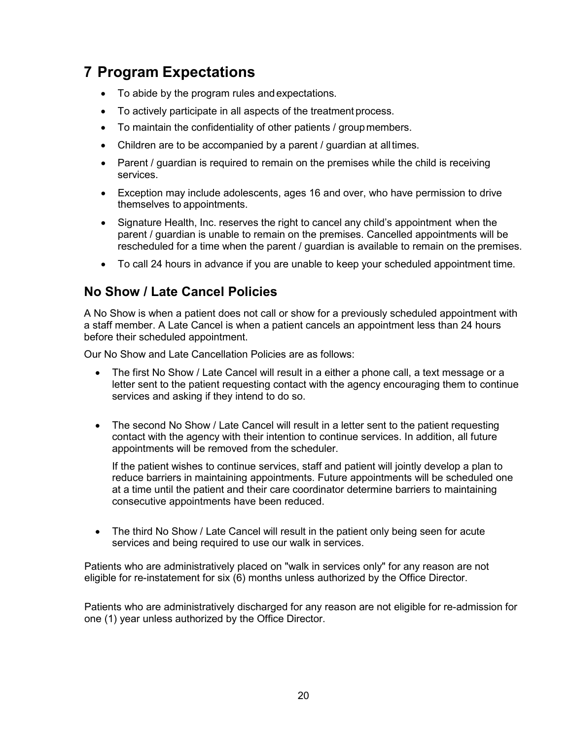# 7 Program Expectations

- To abide by the program rules and expectations.
- To actively participate in all aspects of the treatment process.
- To maintain the confidentiality of other patients / group members.
- Children are to be accompanied by a parent / guardian at all times.
- Parent / guardian is required to remain on the premises while the child is receiving services.
- Exception may include adolescents, ages 16 and over, who have permission to drive themselves to appointments.
- Signature Health, Inc. reserves the right to cancel any child's appointment when the parent / guardian is unable to remain on the premises. Cancelled appointments will be rescheduled for a time when the parent / guardian is available to remain on the premises.
- To call 24 hours in advance if you are unable to keep your scheduled appointment time.

## No Show / Late Cancel Policies

A No Show is when a patient does not call or show for a previously scheduled appointment with a staff member. A Late Cancel is when a patient cancels an appointment less than 24 hours before their scheduled appointment.

Our No Show and Late Cancellation Policies are as follows:

- The first No Show / Late Cancel will result in a either a phone call, a text message or a letter sent to the patient requesting contact with the agency encouraging them to continue services and asking if they intend to do so.

- The second No Show / Late Cancel will result in a letter sent to the patient requesting contact with the agency with their intention to continue services. In addition, all future appointments will be removed from the scheduler.

  If the patient wishes to continue services, staff and patient will jointly develop a plan to reduce barriers in maintaining appointments. Future appointments will be scheduled one at a time until the patient and their care coordinator determine barriers to maintaining consecutive appointments have been reduced.

- The third No Show / Late Cancel will result in the patient only being seen for acute services and being required to use our walk in services.

Patients who are administratively placed on "walk in services only" for any reason are not eligible for re-instatement for six (6) months unless authorized by the Office Director.

Patients who are administratively discharged for any reason are not eligible for re-admission for one (1) year unless authorized by the Office Director.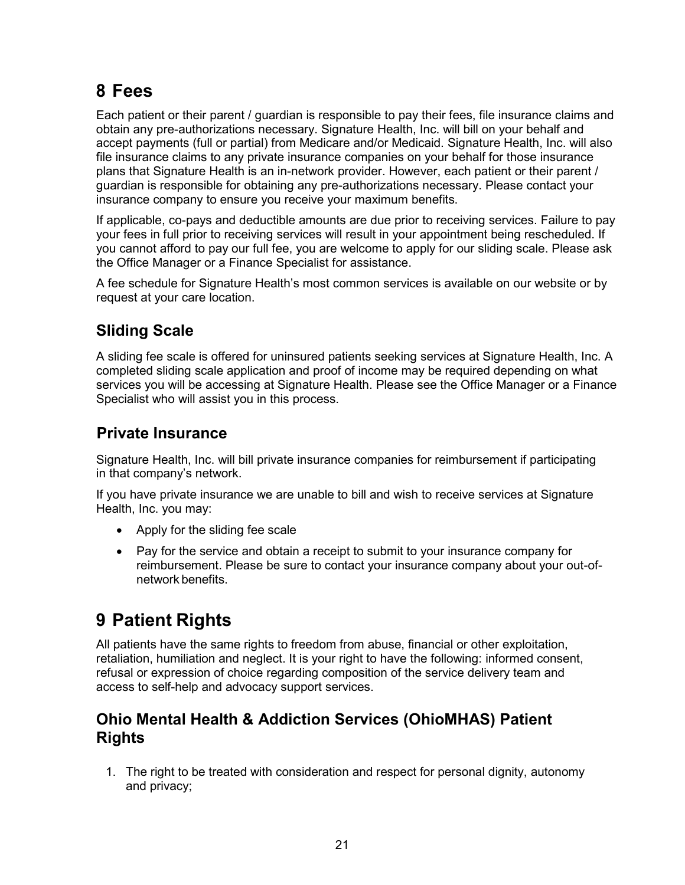# 8 Fees

Each patient or their parent / guardian is responsible to pay their fees, file insurance claims and obtain any pre-authorizations necessary. Signature Health, Inc. will bill on your behalf and accept payments (full or partial) from Medicare and/or Medicaid. Signature Health, Inc. will also file insurance claims to any private insurance companies on your behalf for those insurance plans that Signature Health is an in-network provider. However, each patient or their parent / guardian is responsible for obtaining any pre-authorizations necessary. Please contact your insurance company to ensure you receive your maximum benefits.

If applicable, co-pays and deductible amounts are due prior to receiving services. Failure to pay your fees in full prior to receiving services will result in your appointment being rescheduled. If you cannot afford to pay our full fee, you are welcome to apply for our sliding scale. Please ask the Office Manager or a Finance Specialist for assistance.

A fee schedule for Signature Health's most common services is available on our website or by request at your care location.

## Sliding Scale

A sliding fee scale is offered for uninsured patients seeking services at Signature Health, Inc. A completed sliding scale application and proof of income may be required depending on what services you will be accessing at Signature Health. Please see the Office Manager or a Finance Specialist who will assist you in this process.

## Private Insurance

Signature Health, Inc. will bill private insurance companies for reimbursement if participating in that company's network.

If you have private insurance we are unable to bill and wish to receive services at Signature Health, Inc. you may:

- Apply for the sliding fee scale
- Pay for the service and obtain a receipt to submit to your insurance company for reimbursement. Please be sure to contact your insurance company about your out-of-network benefits.

# 9 Patient Rights

All patients have the same rights to freedom from abuse, financial or other exploitation, retaliation, humiliation and neglect. It is your right to have the following: informed consent, refusal or expression of choice regarding composition of the service delivery team and access to self-help and advocacy support services.

## Ohio Mental Health & Addiction Services (OhioMHAS) Patient Rights

1. The right to be treated with consideration and respect for personal dignity, autonomy and privacy;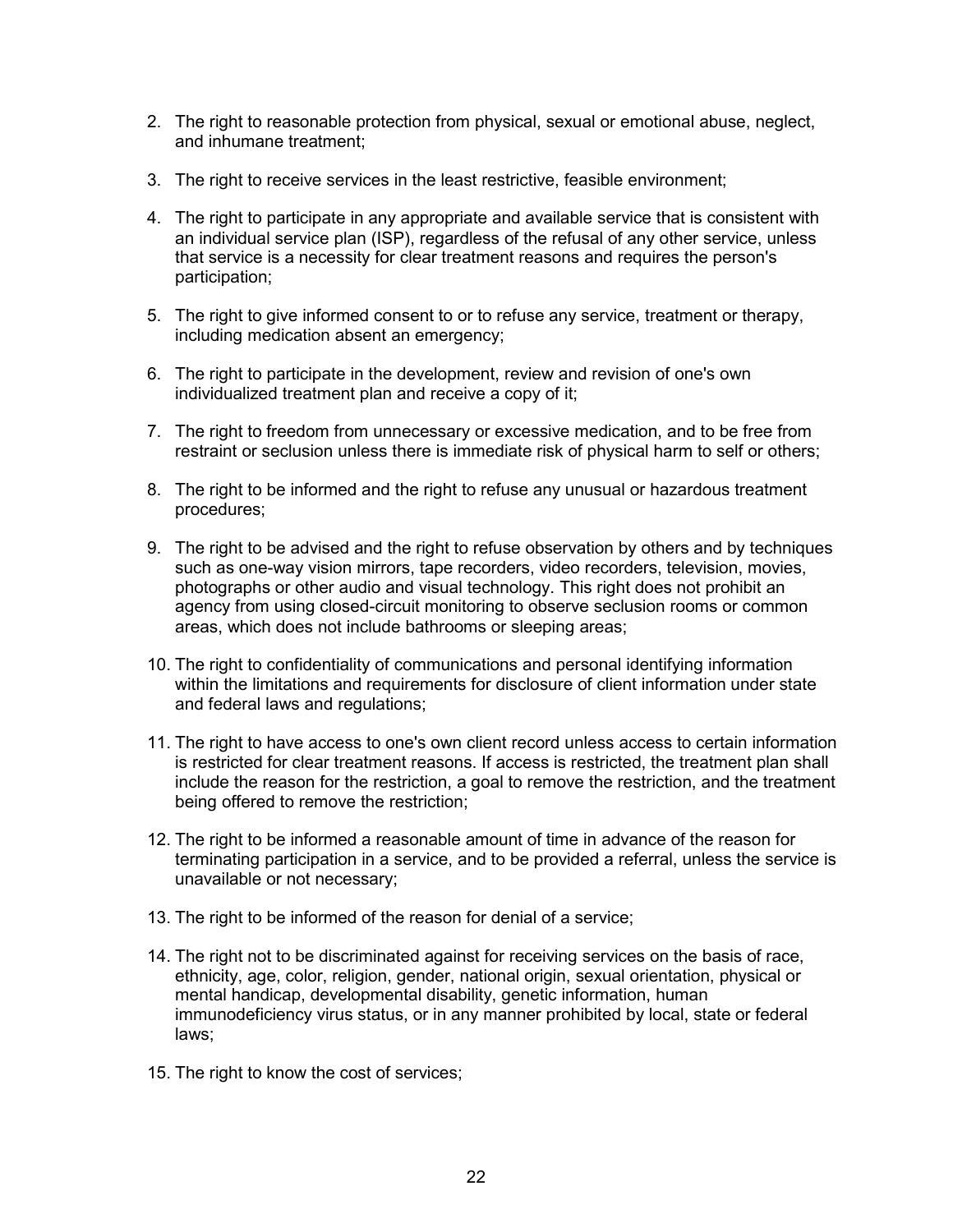2. The right to reasonable protection from physical, sexual or emotional abuse, neglect, and inhumane treatment;

3. The right to receive services in the least restrictive, feasible environment;

4. The right to participate in any appropriate and available service that is consistent with an individual service plan (ISP), regardless of the refusal of any other service, unless that service is a necessity for clear treatment reasons and requires the person's participation;

5. The right to give informed consent to or to refuse any service, treatment or therapy, including medication absent an emergency;

6. The right to participate in the development, review and revision of one's own individualized treatment plan and receive a copy of it;

7. The right to freedom from unnecessary or excessive medication, and to be free from restraint or seclusion unless there is immediate risk of physical harm to self or others;

8. The right to be informed and the right to refuse any unusual or hazardous treatment procedures;

9. The right to be advised and the right to refuse observation by others and by techniques such as one-way vision mirrors, tape recorders, video recorders, television, movies, photographs or other audio and visual technology. This right does not prohibit an agency from using closed-circuit monitoring to observe seclusion rooms or common areas, which does not include bathrooms or sleeping areas;

10. The right to confidentiality of communications and personal identifying information within the limitations and requirements for disclosure of client information under state and federal laws and regulations;

11. The right to have access to one's own client record unless access to certain information is restricted for clear treatment reasons. If access is restricted, the treatment plan shall include the reason for the restriction, a goal to remove the restriction, and the treatment being offered to remove the restriction;

12. The right to be informed a reasonable amount of time in advance of the reason for terminating participation in a service, and to be provided a referral, unless the service is unavailable or not necessary;

13. The right to be informed of the reason for denial of a service;

14. The right not to be discriminated against for receiving services on the basis of race, ethnicity, age, color, religion, gender, national origin, sexual orientation, physical or mental handicap, developmental disability, genetic information, human immunodeficiency virus status, or in any manner prohibited by local, state or federal laws;

15. The right to know the cost of services;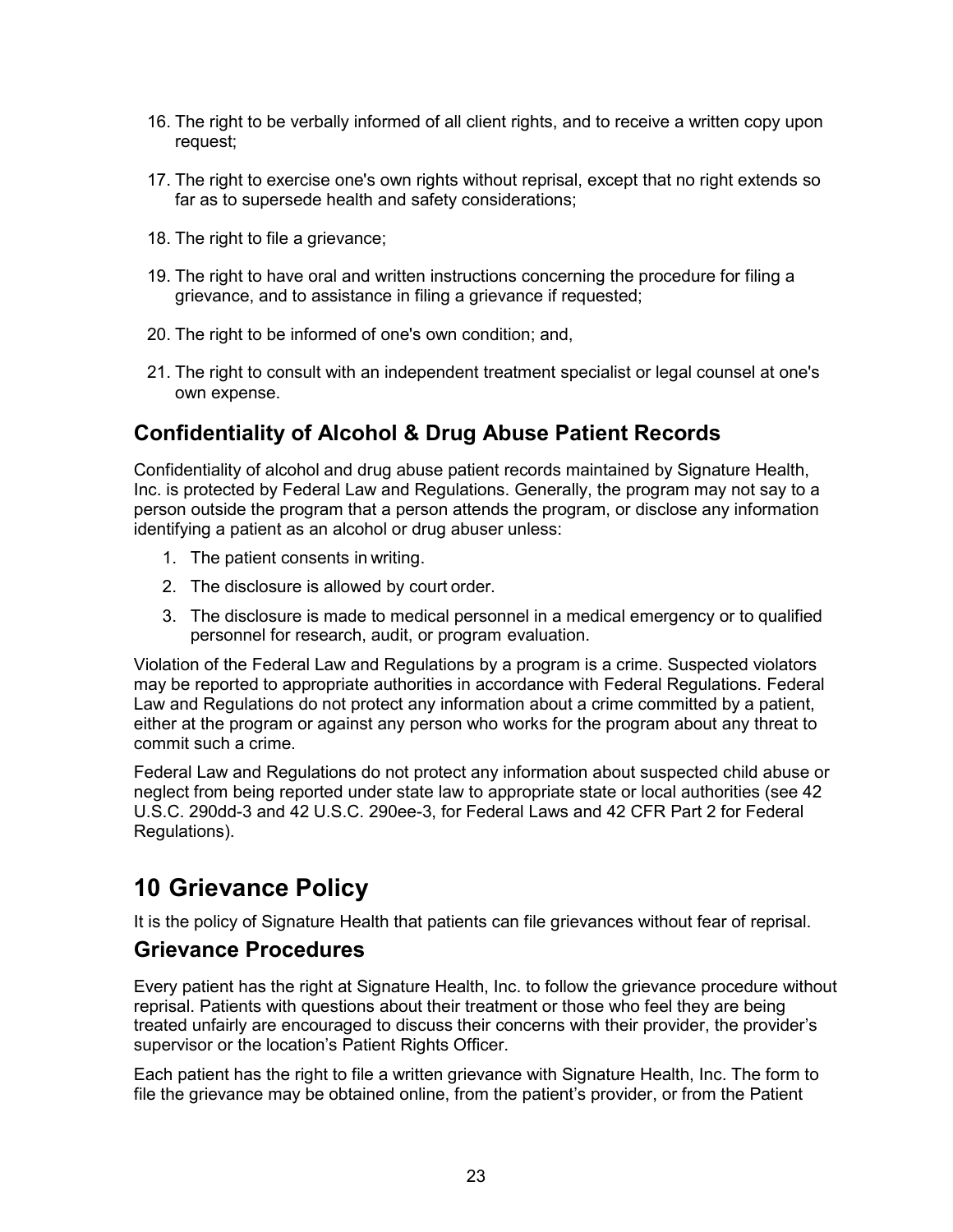16. The right to be verbally informed of all client rights, and to receive a written copy upon request;
17. The right to exercise one's own rights without reprisal, except that no right extends so far as to supersede health and safety considerations;
18. The right to file a grievance;
19. The right to have oral and written instructions concerning the procedure for filing a grievance, and to assistance in filing a grievance if requested;
20. The right to be informed of one's own condition; and,
21. The right to consult with an independent treatment specialist or legal counsel at one's own expense.

## Confidentiality of Alcohol & Drug Abuse Patient Records

Confidentiality of alcohol and drug abuse patient records maintained by Signature Health, Inc. is protected by Federal Law and Regulations. Generally, the program may not say to a person outside the program that a person attends the program, or disclose any information identifying a patient as an alcohol or drug abuser unless:

1. The patient consents in writing.
2. The disclosure is allowed by court order.
3. The disclosure is made to medical personnel in a medical emergency or to qualified personnel for research, audit, or program evaluation.

Violation of the Federal Law and Regulations by a program is a crime. Suspected violators may be reported to appropriate authorities in accordance with Federal Regulations. Federal Law and Regulations do not protect any information about a crime committed by a patient, either at the program or against any person who works for the program about any threat to commit such a crime.

Federal Law and Regulations do not protect any information about suspected child abuse or neglect from being reported under state law to appropriate state or local authorities (see 42 U.S.C. 290dd-3 and 42 U.S.C. 290ee-3, for Federal Laws and 42 CFR Part 2 for Federal Regulations).

# 10 Grievance Policy

It is the policy of Signature Health that patients can file grievances without fear of reprisal.

## Grievance Procedures

Every patient has the right at Signature Health, Inc. to follow the grievance procedure without reprisal. Patients with questions about their treatment or those who feel they are being treated unfairly are encouraged to discuss their concerns with their provider, the provider's supervisor or the location's Patient Rights Officer.

Each patient has the right to file a written grievance with Signature Health, Inc. The form to file the grievance may be obtained online, from the patient's provider, or from the Patient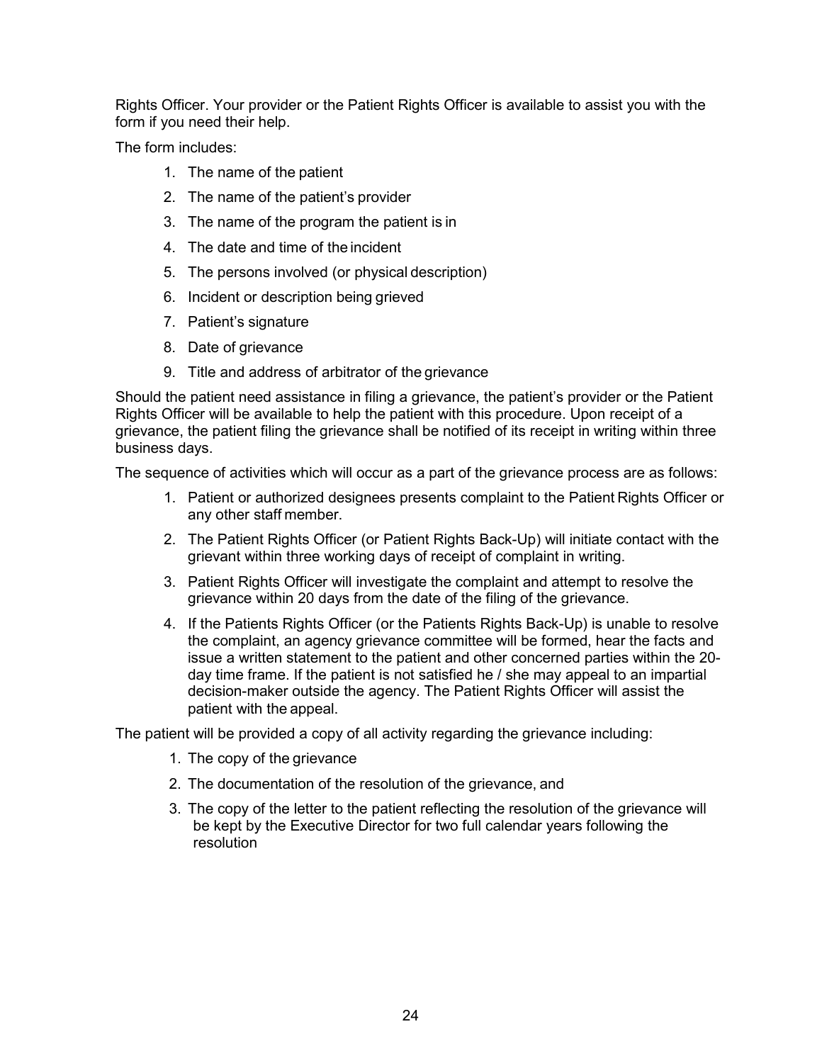Rights Officer. Your provider or the Patient Rights Officer is available to assist you with the form if you need their help.

The form includes:

1. The name of the patient
2. The name of the patient's provider
3. The name of the program the patient is in
4. The date and time of the incident
5. The persons involved (or physical description)
6. Incident or description being grieved
7. Patient's signature
8. Date of grievance
9. Title and address of arbitrator of the grievance

Should the patient need assistance in filing a grievance, the patient's provider or the Patient Rights Officer will be available to help the patient with this procedure. Upon receipt of a grievance, the patient filing the grievance shall be notified of its receipt in writing within three business days.

The sequence of activities which will occur as a part of the grievance process are as follows:

1. Patient or authorized designees presents complaint to the Patient Rights Officer or any other staff member.
2. The Patient Rights Officer (or Patient Rights Back-Up) will initiate contact with the grievant within three working days of receipt of complaint in writing.
3. Patient Rights Officer will investigate the complaint and attempt to resolve the grievance within 20 days from the date of the filing of the grievance.
4. If the Patients Rights Officer (or the Patients Rights Back-Up) is unable to resolve the complaint, an agency grievance committee will be formed, hear the facts and issue a written statement to the patient and other concerned parties within the 20-day time frame. If the patient is not satisfied he / she may appeal to an impartial decision-maker outside the agency. The Patient Rights Officer will assist the patient with the appeal.

The patient will be provided a copy of all activity regarding the grievance including:

1. The copy of the grievance
2. The documentation of the resolution of the grievance, and
3. The copy of the letter to the patient reflecting the resolution of the grievance will be kept by the Executive Director for two full calendar years following the resolution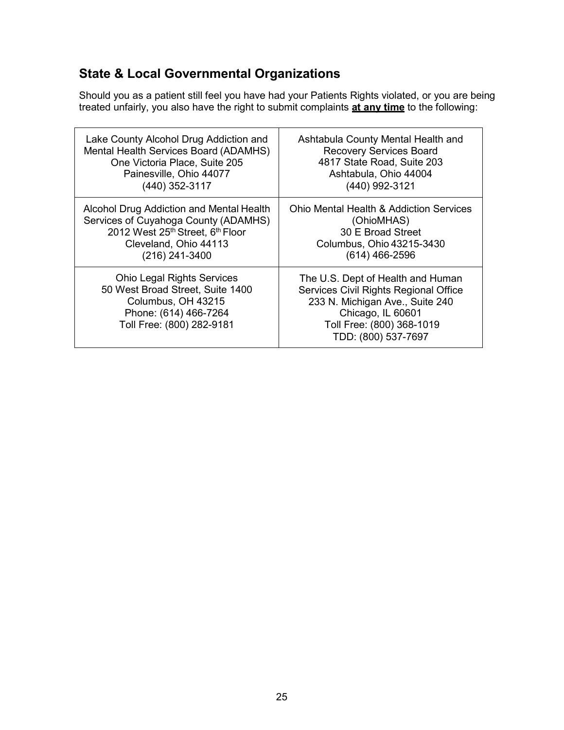## State & Local Governmental Organizations

Should you as a patient still feel you have had your Patients Rights violated, or you are being treated unfairly, you also have the right to submit complaints **<u>at any time</u>** to the following:

| | |
|---|---|
| Lake County Alcohol Drug Addiction and Mental Health Services Board (ADAMHS)<br>One Victoria Place, Suite 205<br>Painesville, Ohio 44077<br>(440) 352-3117 | Ashtabula County Mental Health and Recovery Services Board<br>4817 State Road, Suite 203<br>Ashtabula, Ohio 44004<br>(440) 992-3121 |
| Alcohol Drug Addiction and Mental Health Services of Cuyahoga County (ADAMHS)<br>2012 West 25th Street, 6th Floor<br>Cleveland, Ohio 44113<br>(216) 241-3400 | Ohio Mental Health & Addiction Services (OhioMHAS)<br>30 E Broad Street<br>Columbus, Ohio 43215-3430<br>(614) 466-2596 |
| Ohio Legal Rights Services<br>50 West Broad Street, Suite 1400<br>Columbus, OH 43215<br>Phone: (614) 466-7264<br>Toll Free: (800) 282-9181 | The U.S. Dept of Health and Human Services Civil Rights Regional Office<br>233 N. Michigan Ave., Suite 240<br>Chicago, IL 60601<br>Toll Free: (800) 368-1019<br>TDD: (800) 537-7697 |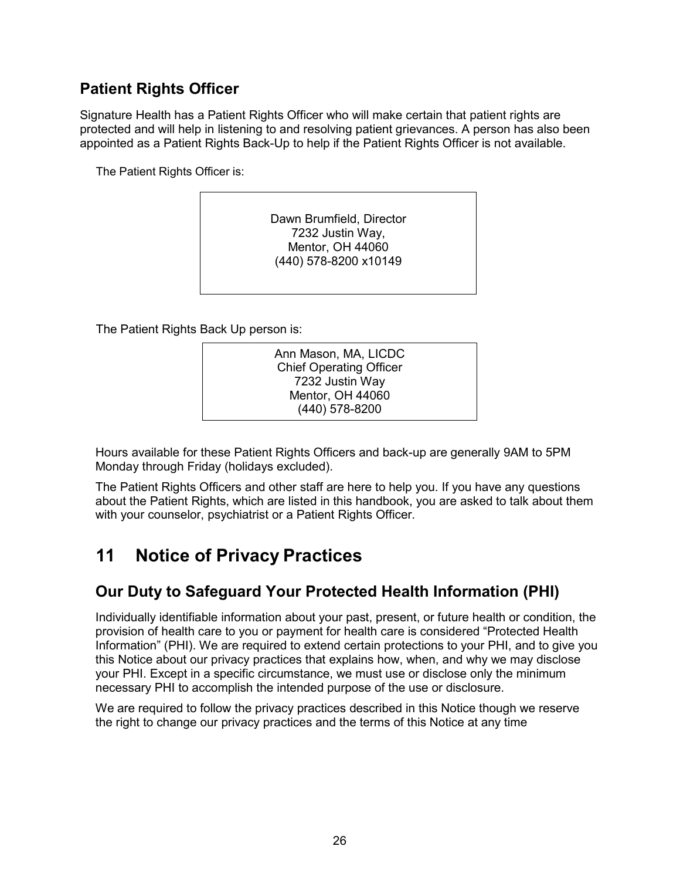## Patient Rights Officer

Signature Health has a Patient Rights Officer who will make certain that patient rights are protected and will help in listening to and resolving patient grievances. A person has also been appointed as a Patient Rights Back-Up to help if the Patient Rights Officer is not available.

The Patient Rights Officer is:

Dawn Brumfield, Director
7232 Justin Way,
Mentor, OH 44060
(440) 578-8200 x10149

The Patient Rights Back Up person is:

Ann Mason, MA, LICDC
Chief Operating Officer
7232 Justin Way
Mentor, OH 44060
(440) 578-8200

Hours available for these Patient Rights Officers and back-up are generally 9AM to 5PM Monday through Friday (holidays excluded).

The Patient Rights Officers and other staff are here to help you. If you have any questions about the Patient Rights, which are listed in this handbook, you are asked to talk about them with your counselor, psychiatrist or a Patient Rights Officer.

# 11 Notice of Privacy Practices

## Our Duty to Safeguard Your Protected Health Information (PHI)

Individually identifiable information about your past, present, or future health or condition, the provision of health care to you or payment for health care is considered "Protected Health Information" (PHI). We are required to extend certain protections to your PHI, and to give you this Notice about our privacy practices that explains how, when, and why we may disclose your PHI. Except in a specific circumstance, we must use or disclose only the minimum necessary PHI to accomplish the intended purpose of the use or disclosure.

We are required to follow the privacy practices described in this Notice though we reserve the right to change our privacy practices and the terms of this Notice at any time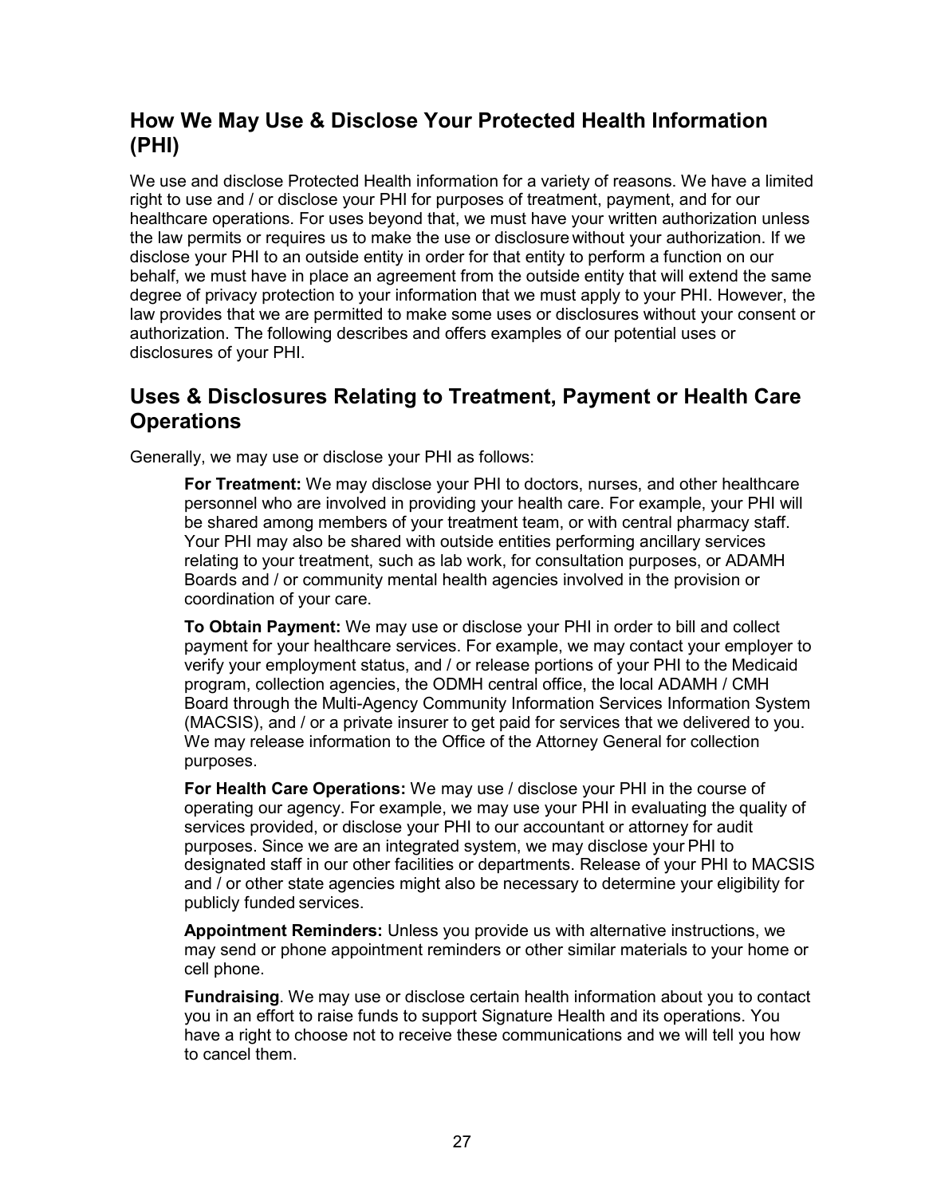## How We May Use & Disclose Your Protected Health Information (PHI)

We use and disclose Protected Health information for a variety of reasons. We have a limited right to use and / or disclose your PHI for purposes of treatment, payment, and for our healthcare operations. For uses beyond that, we must have your written authorization unless the law permits or requires us to make the use or disclosure without your authorization. If we disclose your PHI to an outside entity in order for that entity to perform a function on our behalf, we must have in place an agreement from the outside entity that will extend the same degree of privacy protection to your information that we must apply to your PHI. However, the law provides that we are permitted to make some uses or disclosures without your consent or authorization. The following describes and offers examples of our potential uses or disclosures of your PHI.

## Uses & Disclosures Relating to Treatment, Payment or Health Care Operations

Generally, we may use or disclose your PHI as follows:

**For Treatment:** We may disclose your PHI to doctors, nurses, and other healthcare personnel who are involved in providing your health care. For example, your PHI will be shared among members of your treatment team, or with central pharmacy staff. Your PHI may also be shared with outside entities performing ancillary services relating to your treatment, such as lab work, for consultation purposes, or ADAMH Boards and / or community mental health agencies involved in the provision or coordination of your care.

**To Obtain Payment:** We may use or disclose your PHI in order to bill and collect payment for your healthcare services. For example, we may contact your employer to verify your employment status, and / or release portions of your PHI to the Medicaid program, collection agencies, the ODMH central office, the local ADAMH / CMH Board through the Multi-Agency Community Information Services Information System (MACSIS), and / or a private insurer to get paid for services that we delivered to you. We may release information to the Office of the Attorney General for collection purposes.

**For Health Care Operations:** We may use / disclose your PHI in the course of operating our agency. For example, we may use your PHI in evaluating the quality of services provided, or disclose your PHI to our accountant or attorney for audit purposes. Since we are an integrated system, we may disclose your PHI to designated staff in our other facilities or departments. Release of your PHI to MACSIS and / or other state agencies might also be necessary to determine your eligibility for publicly funded services.

**Appointment Reminders:** Unless you provide us with alternative instructions, we may send or phone appointment reminders or other similar materials to your home or cell phone.

**Fundraising**. We may use or disclose certain health information about you to contact you in an effort to raise funds to support Signature Health and its operations. You have a right to choose not to receive these communications and we will tell you how to cancel them.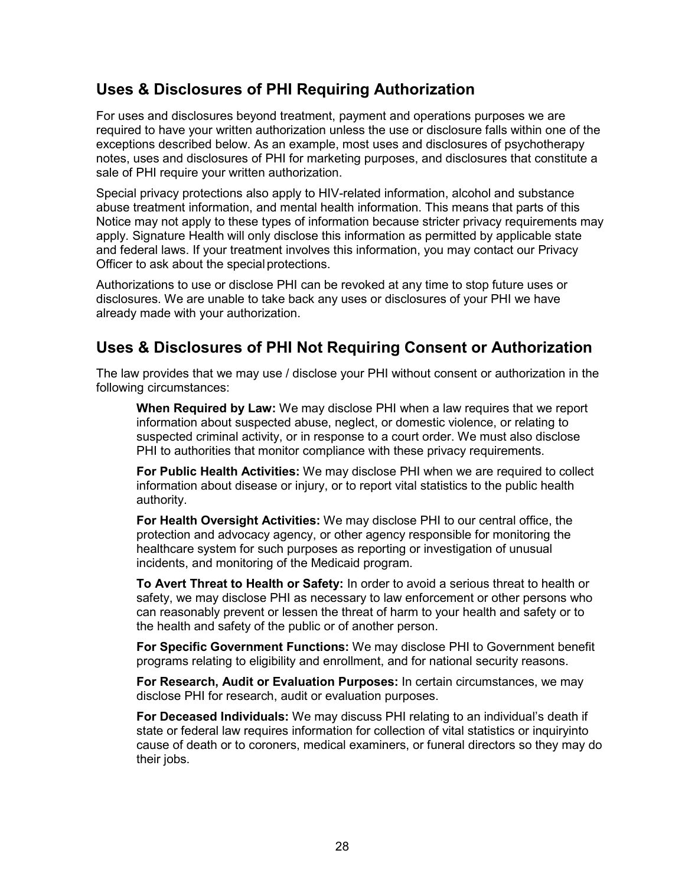## Uses & Disclosures of PHI Requiring Authorization

For uses and disclosures beyond treatment, payment and operations purposes we are required to have your written authorization unless the use or disclosure falls within one of the exceptions described below. As an example, most uses and disclosures of psychotherapy notes, uses and disclosures of PHI for marketing purposes, and disclosures that constitute a sale of PHI require your written authorization.

Special privacy protections also apply to HIV-related information, alcohol and substance abuse treatment information, and mental health information. This means that parts of this Notice may not apply to these types of information because stricter privacy requirements may apply. Signature Health will only disclose this information as permitted by applicable state and federal laws. If your treatment involves this information, you may contact our Privacy Officer to ask about the special protections.

Authorizations to use or disclose PHI can be revoked at any time to stop future uses or disclosures. We are unable to take back any uses or disclosures of your PHI we have already made with your authorization.

## Uses & Disclosures of PHI Not Requiring Consent or Authorization

The law provides that we may use / disclose your PHI without consent or authorization in the following circumstances:

**When Required by Law:** We may disclose PHI when a law requires that we report information about suspected abuse, neglect, or domestic violence, or relating to suspected criminal activity, or in response to a court order. We must also disclose PHI to authorities that monitor compliance with these privacy requirements.

**For Public Health Activities:** We may disclose PHI when we are required to collect information about disease or injury, or to report vital statistics to the public health authority.

**For Health Oversight Activities:** We may disclose PHI to our central office, the protection and advocacy agency, or other agency responsible for monitoring the healthcare system for such purposes as reporting or investigation of unusual incidents, and monitoring of the Medicaid program.

**To Avert Threat to Health or Safety:** In order to avoid a serious threat to health or safety, we may disclose PHI as necessary to law enforcement or other persons who can reasonably prevent or lessen the threat of harm to your health and safety or to the health and safety of the public or of another person.

**For Specific Government Functions:** We may disclose PHI to Government benefit programs relating to eligibility and enrollment, and for national security reasons.

**For Research, Audit or Evaluation Purposes:** In certain circumstances, we may disclose PHI for research, audit or evaluation purposes.

**For Deceased Individuals:** We may discuss PHI relating to an individual's death if state or federal law requires information for collection of vital statistics or inquiryinto cause of death or to coroners, medical examiners, or funeral directors so they may do their jobs.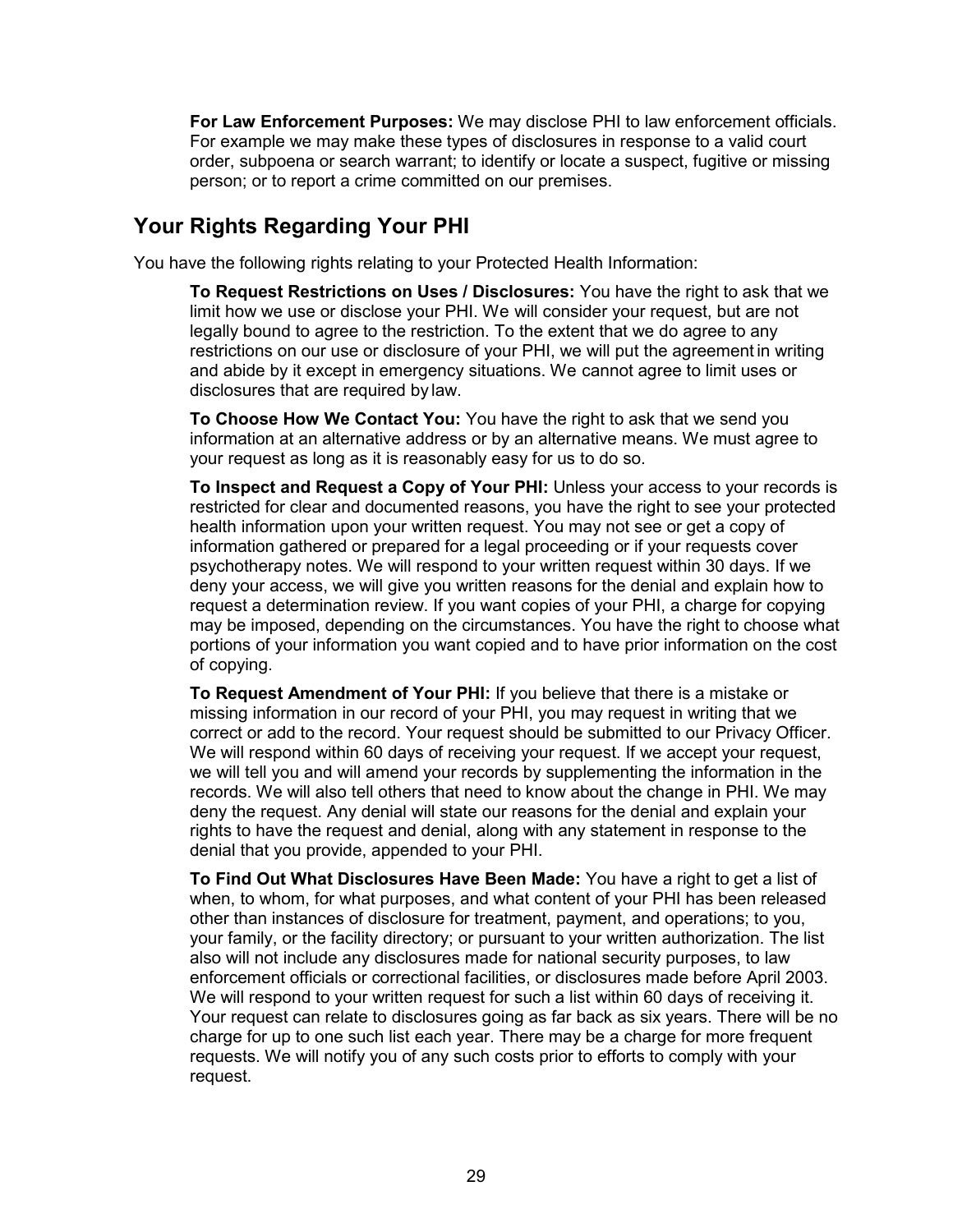**For Law Enforcement Purposes:** We may disclose PHI to law enforcement officials. For example we may make these types of disclosures in response to a valid court order, subpoena or search warrant; to identify or locate a suspect, fugitive or missing person; or to report a crime committed on our premises.

## Your Rights Regarding Your PHI

You have the following rights relating to your Protected Health Information:

**To Request Restrictions on Uses / Disclosures:** You have the right to ask that we limit how we use or disclose your PHI. We will consider your request, but are not legally bound to agree to the restriction. To the extent that we do agree to any restrictions on our use or disclosure of your PHI, we will put the agreement in writing and abide by it except in emergency situations. We cannot agree to limit uses or disclosures that are required by law.

**To Choose How We Contact You:** You have the right to ask that we send you information at an alternative address or by an alternative means. We must agree to your request as long as it is reasonably easy for us to do so.

**To Inspect and Request a Copy of Your PHI:** Unless your access to your records is restricted for clear and documented reasons, you have the right to see your protected health information upon your written request. You may not see or get a copy of information gathered or prepared for a legal proceeding or if your requests cover psychotherapy notes. We will respond to your written request within 30 days. If we deny your access, we will give you written reasons for the denial and explain how to request a determination review. If you want copies of your PHI, a charge for copying may be imposed, depending on the circumstances. You have the right to choose what portions of your information you want copied and to have prior information on the cost of copying.

**To Request Amendment of Your PHI:** If you believe that there is a mistake or missing information in our record of your PHI, you may request in writing that we correct or add to the record. Your request should be submitted to our Privacy Officer. We will respond within 60 days of receiving your request. If we accept your request, we will tell you and will amend your records by supplementing the information in the records. We will also tell others that need to know about the change in PHI. We may deny the request. Any denial will state our reasons for the denial and explain your rights to have the request and denial, along with any statement in response to the denial that you provide, appended to your PHI.

**To Find Out What Disclosures Have Been Made:** You have a right to get a list of when, to whom, for what purposes, and what content of your PHI has been released other than instances of disclosure for treatment, payment, and operations; to you, your family, or the facility directory; or pursuant to your written authorization. The list also will not include any disclosures made for national security purposes, to law enforcement officials or correctional facilities, or disclosures made before April 2003. We will respond to your written request for such a list within 60 days of receiving it. Your request can relate to disclosures going as far back as six years. There will be no charge for up to one such list each year. There may be a charge for more frequent requests. We will notify you of any such costs prior to efforts to comply with your request.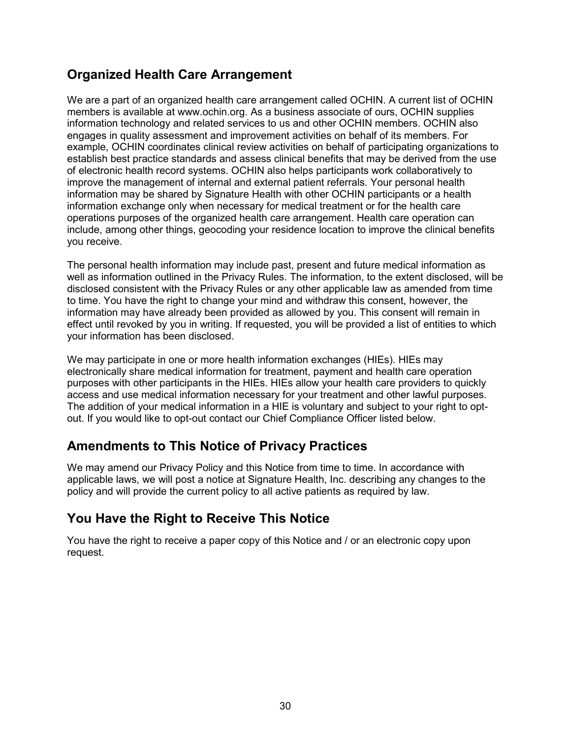## Organized Health Care Arrangement

We are a part of an organized health care arrangement called OCHIN. A current list of OCHIN members is available at www.ochin.org. As a business associate of ours, OCHIN supplies information technology and related services to us and other OCHIN members. OCHIN also engages in quality assessment and improvement activities on behalf of its members. For example, OCHIN coordinates clinical review activities on behalf of participating organizations to establish best practice standards and assess clinical benefits that may be derived from the use of electronic health record systems. OCHIN also helps participants work collaboratively to improve the management of internal and external patient referrals. Your personal health information may be shared by Signature Health with other OCHIN participants or a health information exchange only when necessary for medical treatment or for the health care operations purposes of the organized health care arrangement. Health care operation can include, among other things, geocoding your residence location to improve the clinical benefits you receive.

The personal health information may include past, present and future medical information as well as information outlined in the Privacy Rules. The information, to the extent disclosed, will be disclosed consistent with the Privacy Rules or any other applicable law as amended from time to time. You have the right to change your mind and withdraw this consent, however, the information may have already been provided as allowed by you. This consent will remain in effect until revoked by you in writing. If requested, you will be provided a list of entities to which your information has been disclosed.

We may participate in one or more health information exchanges (HIEs). HIEs may electronically share medical information for treatment, payment and health care operation purposes with other participants in the HIEs. HIEs allow your health care providers to quickly access and use medical information necessary for your treatment and other lawful purposes. The addition of your medical information in a HIE is voluntary and subject to your right to opt-out. If you would like to opt-out contact our Chief Compliance Officer listed below.

## Amendments to This Notice of Privacy Practices

We may amend our Privacy Policy and this Notice from time to time. In accordance with applicable laws, we will post a notice at Signature Health, Inc. describing any changes to the policy and will provide the current policy to all active patients as required by law.

## You Have the Right to Receive This Notice

You have the right to receive a paper copy of this Notice and / or an electronic copy upon request.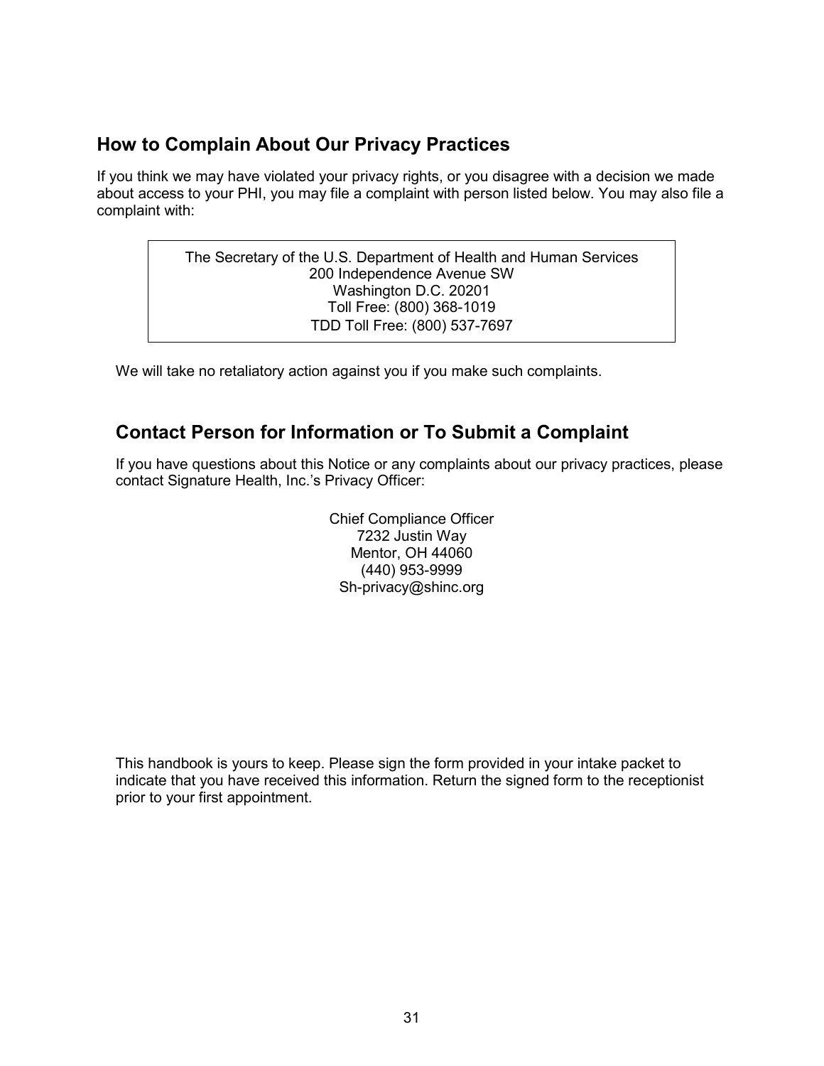## How to Complain About Our Privacy Practices

If you think we may have violated your privacy rights, or you disagree with a decision we made about access to your PHI, you may file a complaint with person listed below. You may also file a complaint with:

> The Secretary of the U.S. Department of Health and Human Services
> 200 Independence Avenue SW
> Washington D.C. 20201
> Toll Free: (800) 368-1019
> TDD Toll Free: (800) 537-7697

We will take no retaliatory action against you if you make such complaints.

## Contact Person for Information or To Submit a Complaint

If you have questions about this Notice or any complaints about our privacy practices, please contact Signature Health, Inc.'s Privacy Officer:

Chief Compliance Officer
7232 Justin Way
Mentor, OH 44060
(440) 953-9999
Sh-privacy@shinc.org

This handbook is yours to keep. Please sign the form provided in your intake packet to indicate that you have received this information. Return the signed form to the receptionist prior to your first appointment.